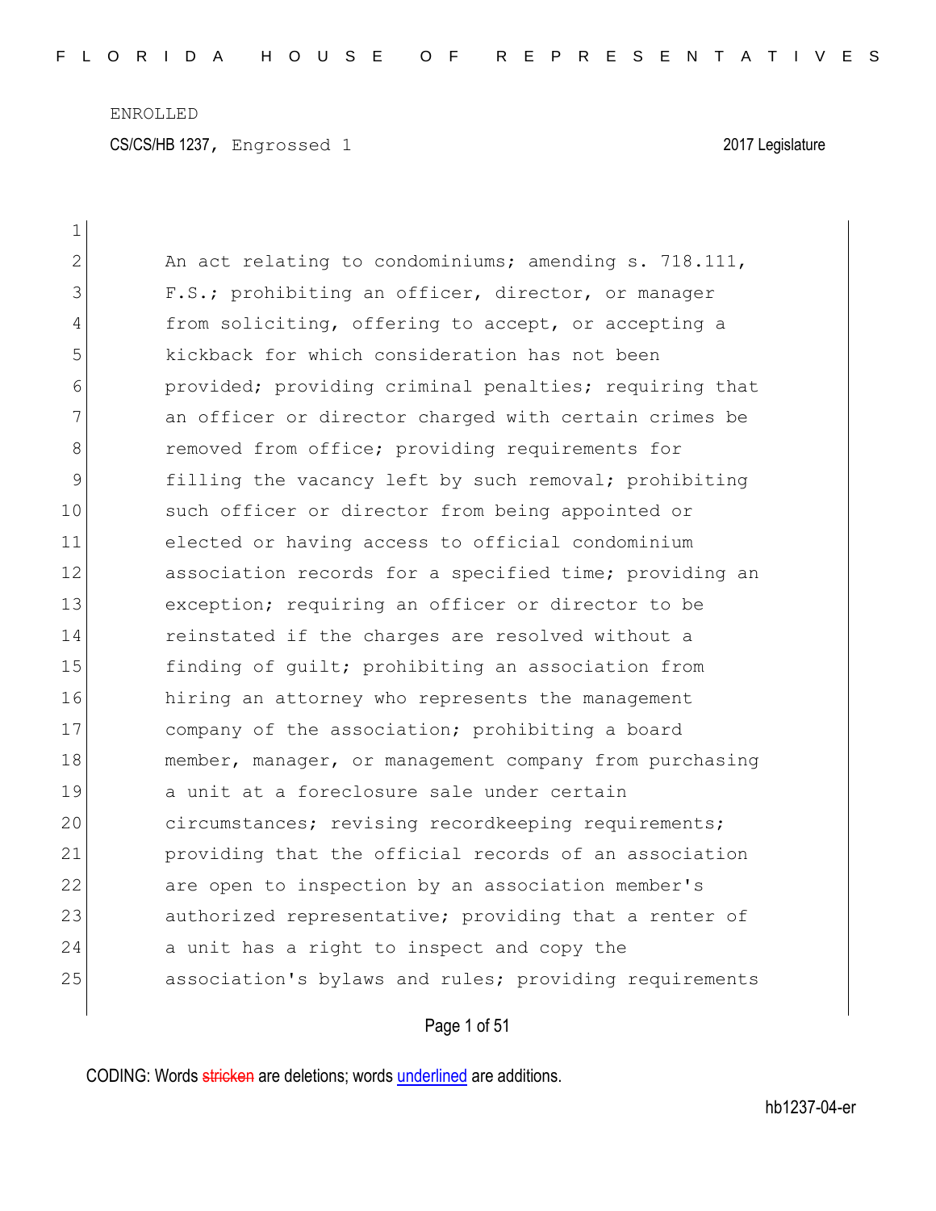ENROLLED

CS/CS/HB 1237, Engrossed 1 2017 Legislature

An act relating to condominiums; amending s. 718.111, F.S.; prohibiting an officer, director, or manager from soliciting, offering to accept, or accepting a kickback for which consideration has not been provided; providing criminal penalties; requiring that an officer or director charged with certain crimes be removed from office; providing requirements for filling the vacancy left by such removal; prohibiting such officer or director from being appointed or elected or having access to official condominium association records for a specified time; providing an exception; requiring an officer or director to be reinstated if the charges are resolved without a finding of guilt; prohibiting an association from hiring an attorney who represents the management company of the association; prohibiting a board member, manager, or management company from purchasing a unit at a foreclosure sale under certain circumstances; revising recordkeeping requirements; providing that the official records of an association are open to inspection by an association member's authorized representative; providing that a renter of a unit has a right to inspect and copy the association's bylaws and rules; providing requirements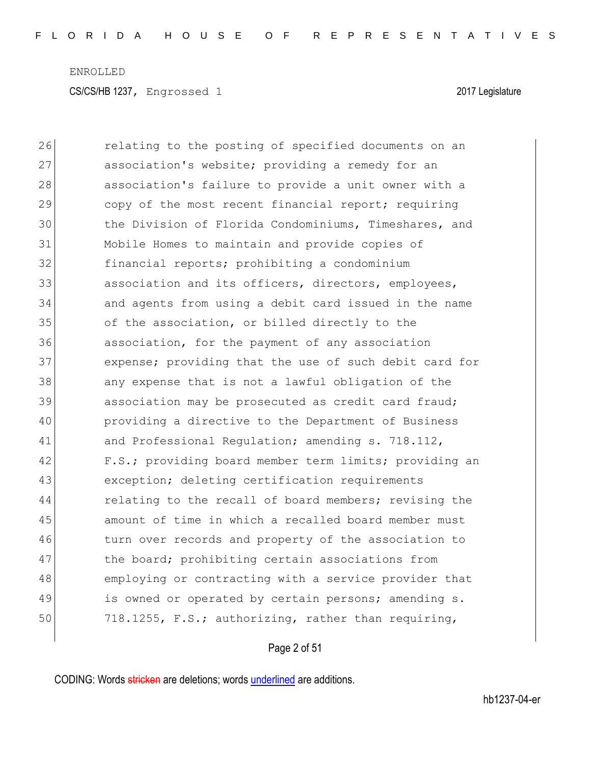relating to the posting of specified documents on an association's website; providing a remedy for an association's failure to provide a unit owner with a copy of the most recent financial report; requiring the Division of Florida Condominiums, Timeshares, and Mobile Homes to maintain and provide copies of financial reports; prohibiting a condominium association and its officers, directors, employees, and agents from using a debit card issued in the name of the association, or billed directly to the association, for the payment of any association expense; providing that the use of such debit card for any expense that is not a lawful obligation of the association may be prosecuted as credit card fraud; providing a directive to the Department of Business and Professional Regulation; amending s. 718.112, F.S.; providing board member term limits; providing an exception; deleting certification requirements relating to the recall of board members; revising the amount of time in which a recalled board member must turn over records and property of the association to the board; prohibiting certain associations from employing or contracting with a service provider that is owned or operated by certain persons; amending s. 718.1255, F.S.; authorizing, rather than requiring,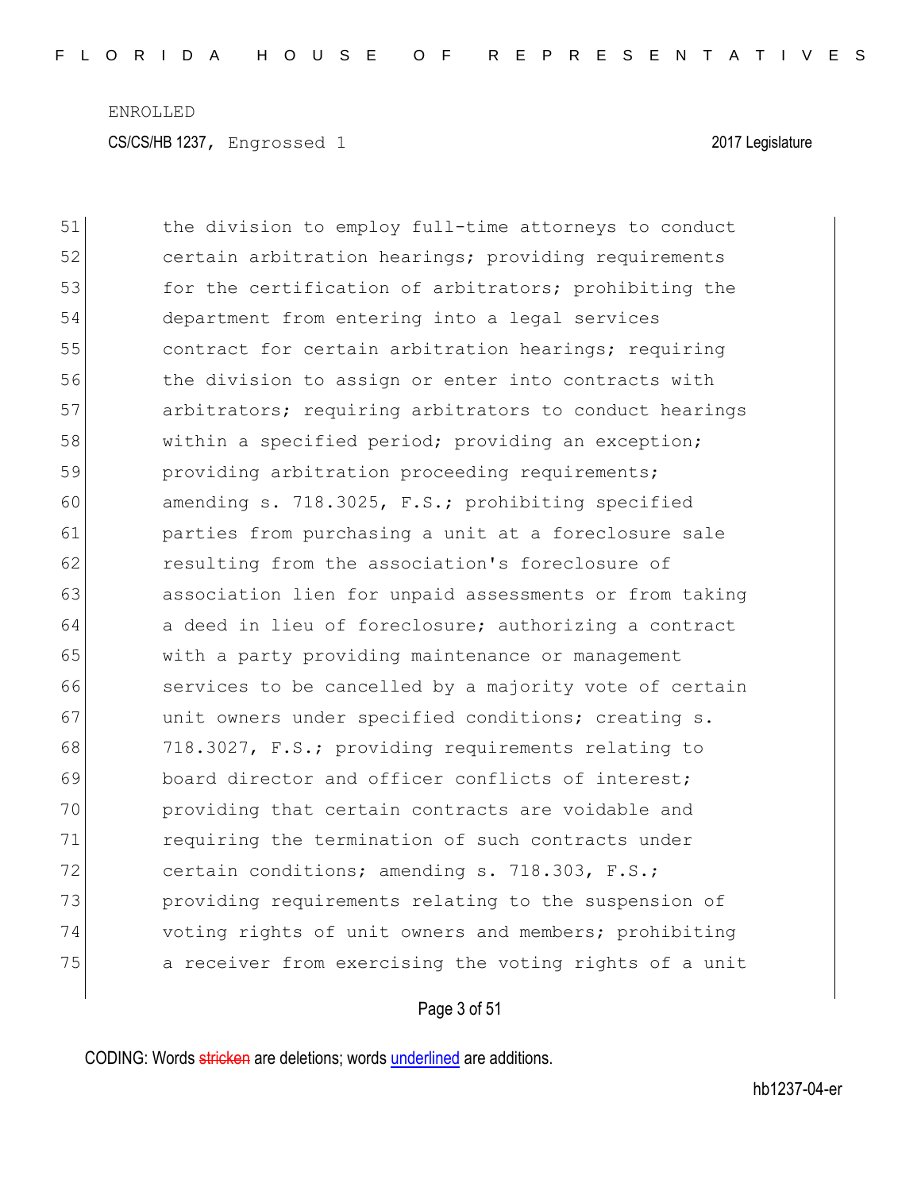ENROLLED

CS/CS/HB 1237, Engrossed 1 2017 Legislature

51 the division to employ full-time attorneys to conduct
52 certain arbitration hearings; providing requirements
53 for the certification of arbitrators; prohibiting the
54 department from entering into a legal services
55 contract for certain arbitration hearings; requiring
56 the division to assign or enter into contracts with
57 arbitrators; requiring arbitrators to conduct hearings
58 within a specified period; providing an exception;
59 providing arbitration proceeding requirements;
60 amending s. 718.3025, F.S.; prohibiting specified
61 parties from purchasing a unit at a foreclosure sale
62 resulting from the association's foreclosure of
63 association lien for unpaid assessments or from taking
64 a deed in lieu of foreclosure; authorizing a contract
65 with a party providing maintenance or management
66 services to be cancelled by a majority vote of certain
67 unit owners under specified conditions; creating s.
68 718.3027, F.S.; providing requirements relating to
69 board director and officer conflicts of interest;
70 providing that certain contracts are voidable and
71 requiring the termination of such contracts under
72 certain conditions; amending s. 718.303, F.S.;
73 providing requirements relating to the suspension of
74 voting rights of unit owners and members; prohibiting
75 a receiver from exercising the voting rights of a unit

CODING: Words stricken are deletions; words underlined are additions.

hb1237-04-er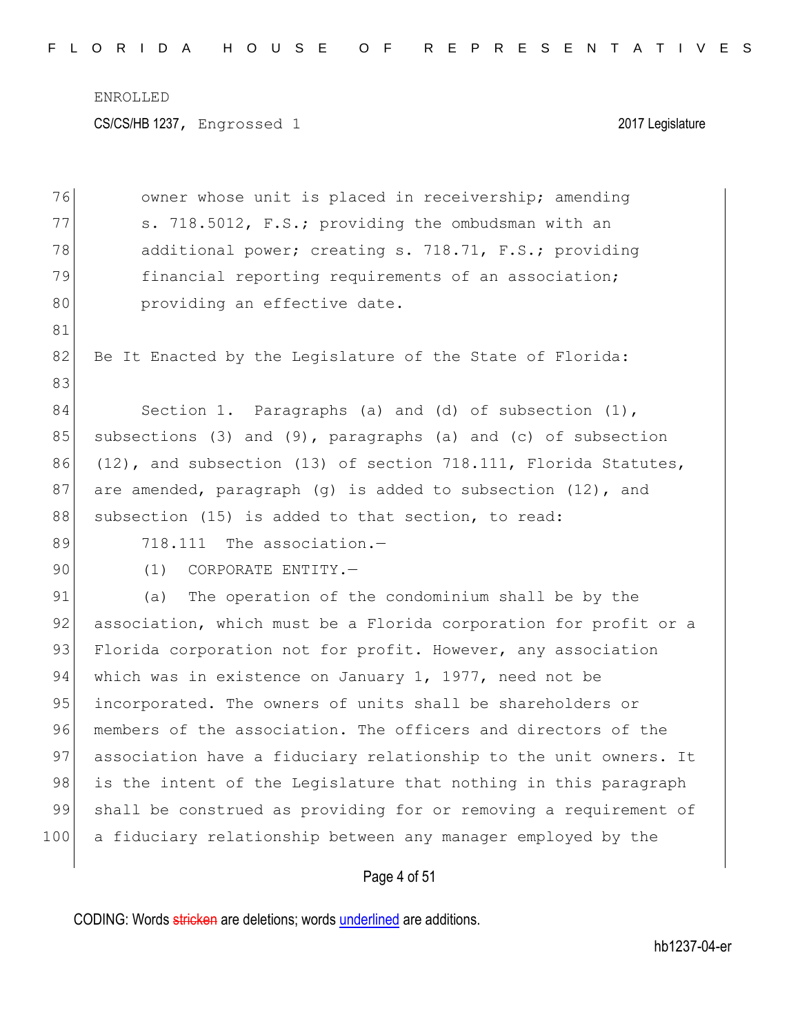owner whose unit is placed in receivership; amending s. 718.5012, F.S.; providing the ombudsman with an additional power; creating s. 718.71, F.S.; providing financial reporting requirements of an association; providing an effective date.

Be It Enacted by the Legislature of the State of Florida:

Section 1. Paragraphs (a) and (d) of subsection (1), subsections (3) and (9), paragraphs (a) and (c) of subsection (12), and subsection (13) of section 718.111, Florida Statutes, are amended, paragraph (g) is added to subsection (12), and subsection (15) is added to that section, to read:

718.111 The association.—

(1) CORPORATE ENTITY.—

(a) The operation of the condominium shall be by the association, which must be a Florida corporation for profit or a Florida corporation not for profit. However, any association which was in existence on January 1, 1977, need not be incorporated. The owners of units shall be shareholders or members of the association. The officers and directors of the association have a fiduciary relationship to the unit owners. It is the intent of the Legislature that nothing in this paragraph shall be construed as providing for or removing a requirement of a fiduciary relationship between any manager employed by the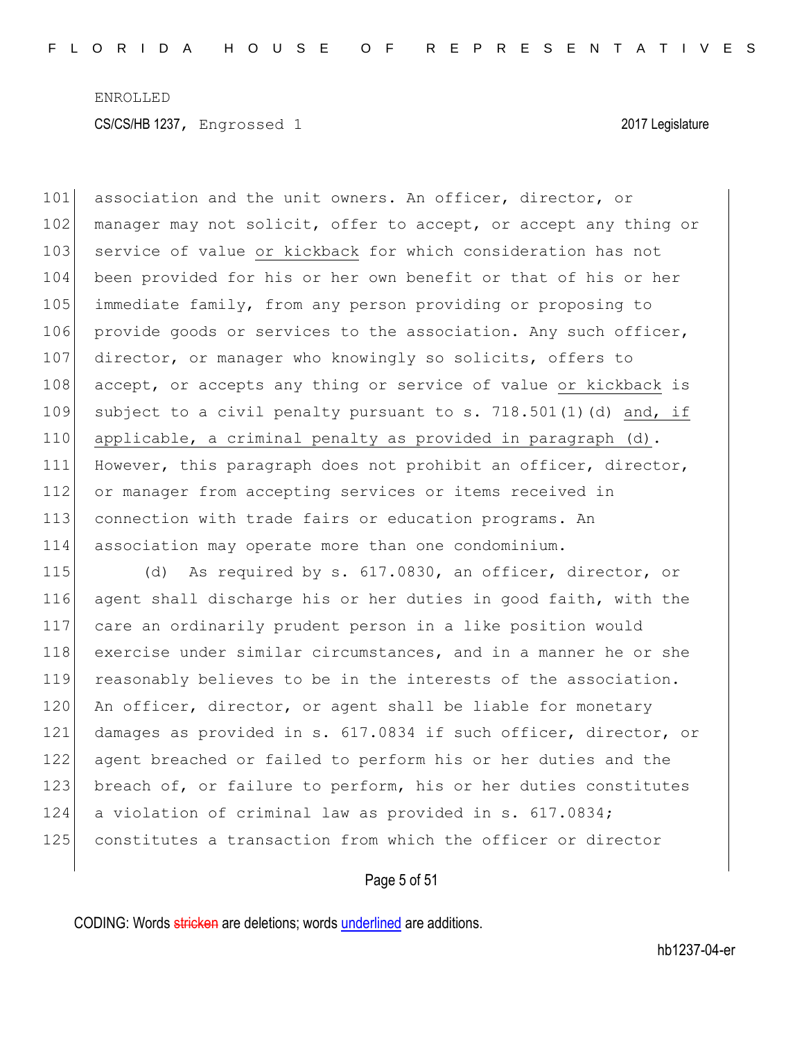association and the unit owners. An officer, director, or manager may not solicit, offer to accept, or accept any thing or service of value <u>or kickback</u> for which consideration has not been provided for his or her own benefit or that of his or her immediate family, from any person providing or proposing to provide goods or services to the association. Any such officer, director, or manager who knowingly so solicits, offers to accept, or accepts any thing or service of value <u>or kickback</u> is subject to a civil penalty pursuant to s. 718.501(1)(d) <u>and, if applicable, a criminal penalty as provided in paragraph (d)</u>. However, this paragraph does not prohibit an officer, director, or manager from accepting services or items received in connection with trade fairs or education programs. An association may operate more than one condominium.

(d) As required by s. 617.0830, an officer, director, or agent shall discharge his or her duties in good faith, with the care an ordinarily prudent person in a like position would exercise under similar circumstances, and in a manner he or she reasonably believes to be in the interests of the association. An officer, director, or agent shall be liable for monetary damages as provided in s. 617.0834 if such officer, director, or agent breached or failed to perform his or her duties and the breach of, or failure to perform, his or her duties constitutes a violation of criminal law as provided in s. 617.0834; constitutes a transaction from which the officer or director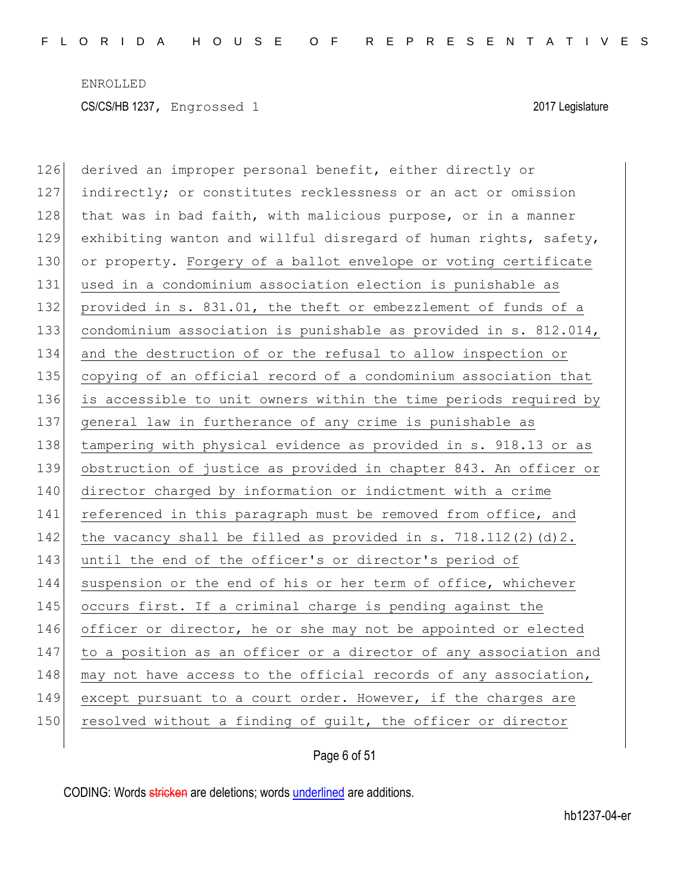derived an improper personal benefit, either directly or indirectly; or constitutes recklessness or an act or omission that was in bad faith, with malicious purpose, or in a manner exhibiting wanton and willful disregard of human rights, safety, or property. Forgery of a ballot envelope or voting certificate used in a condominium association election is punishable as provided in s. 831.01, the theft or embezzlement of funds of a condominium association is punishable as provided in s. 812.014, and the destruction of or the refusal to allow inspection or copying of an official record of a condominium association that is accessible to unit owners within the time periods required by general law in furtherance of any crime is punishable as tampering with physical evidence as provided in s. 918.13 or as obstruction of justice as provided in chapter 843. An officer or director charged by information or indictment with a crime referenced in this paragraph must be removed from office, and the vacancy shall be filled as provided in s. 718.112(2)(d)2. until the end of the officer's or director's period of suspension or the end of his or her term of office, whichever occurs first. If a criminal charge is pending against the officer or director, he or she may not be appointed or elected to a position as an officer or a director of any association and may not have access to the official records of any association, except pursuant to a court order. However, if the charges are resolved without a finding of guilt, the officer or director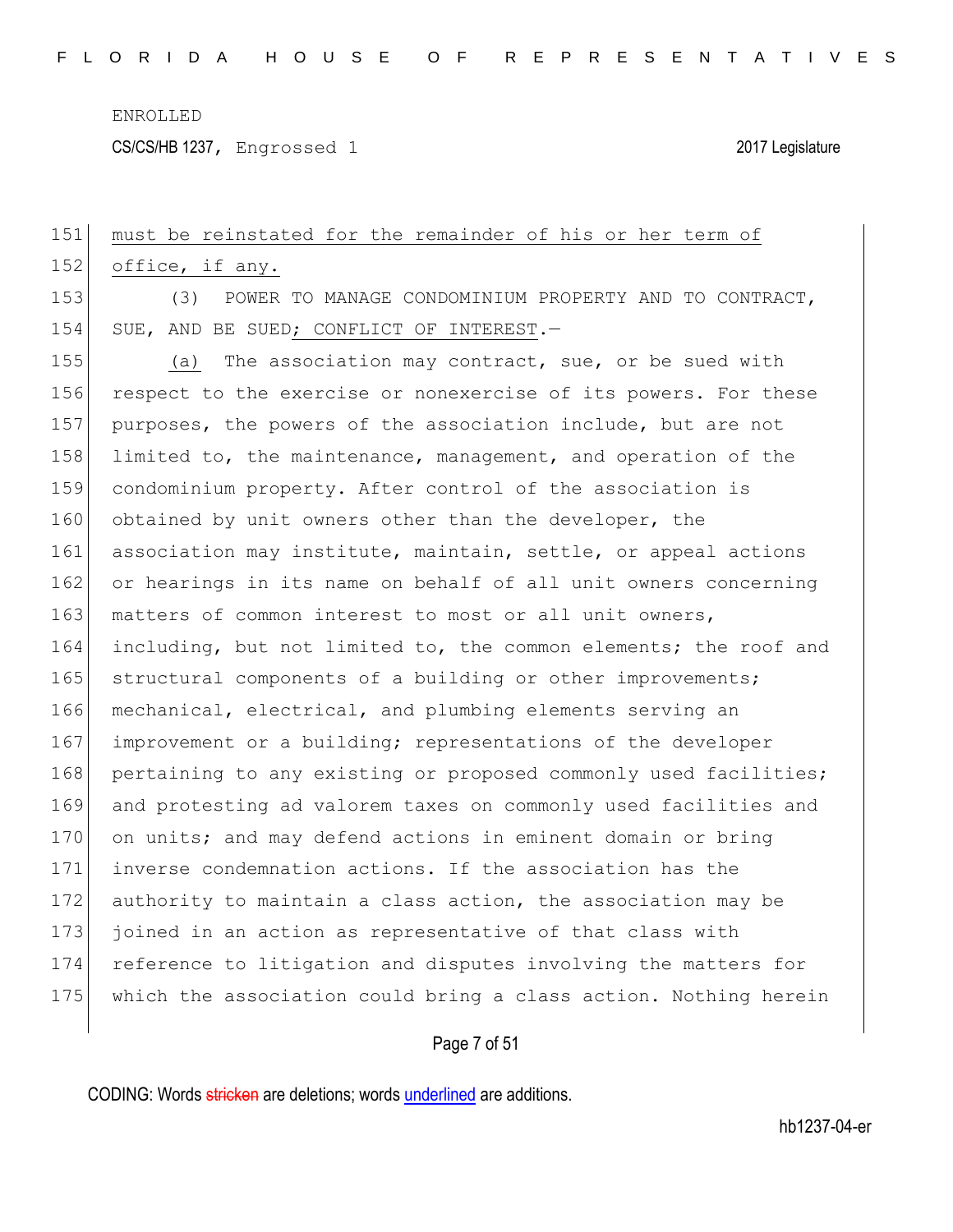must be reinstated for the remainder of his or her term of office, if any.

(3) POWER TO MANAGE CONDOMINIUM PROPERTY AND TO CONTRACT, SUE, AND BE SUED; CONFLICT OF INTEREST.—

(a) The association may contract, sue, or be sued with respect to the exercise or nonexercise of its powers. For these purposes, the powers of the association include, but are not limited to, the maintenance, management, and operation of the condominium property. After control of the association is obtained by unit owners other than the developer, the association may institute, maintain, settle, or appeal actions or hearings in its name on behalf of all unit owners concerning matters of common interest to most or all unit owners, including, but not limited to, the common elements; the roof and structural components of a building or other improvements; mechanical, electrical, and plumbing elements serving an improvement or a building; representations of the developer pertaining to any existing or proposed commonly used facilities; and protesting ad valorem taxes on commonly used facilities and on units; and may defend actions in eminent domain or bring inverse condemnation actions. If the association has the authority to maintain a class action, the association may be joined in an action as representative of that class with reference to litigation and disputes involving the matters for which the association could bring a class action. Nothing herein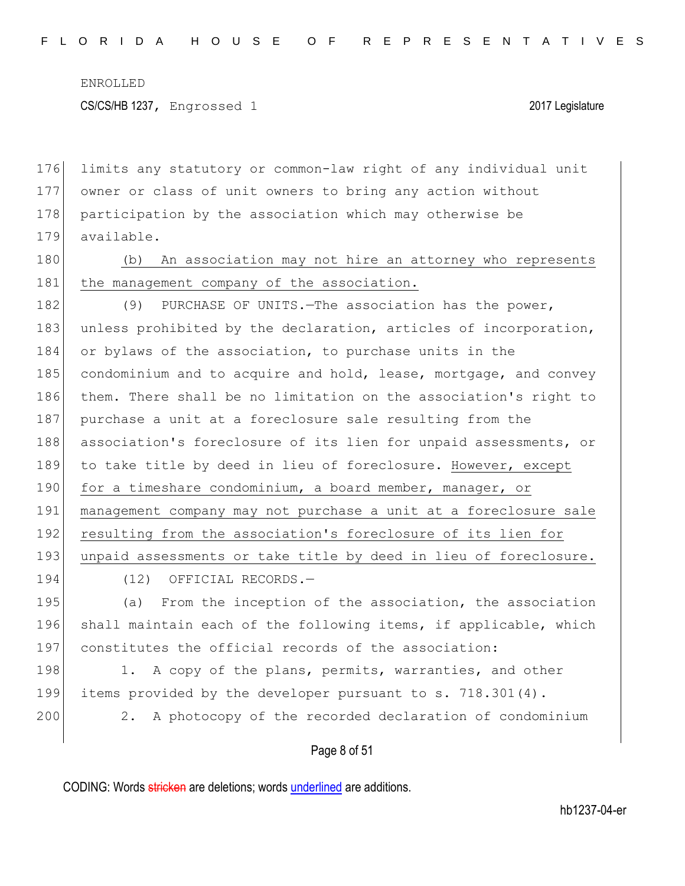limits any statutory or common-law right of any individual unit owner or class of unit owners to bring any action without participation by the association which may otherwise be available.

<u>(b) An association may not hire an attorney who represents the management company of the association.</u>

(9) PURCHASE OF UNITS.—The association has the power, unless prohibited by the declaration, articles of incorporation, or bylaws of the association, to purchase units in the condominium and to acquire and hold, lease, mortgage, and convey them. There shall be no limitation on the association's right to purchase a unit at a foreclosure sale resulting from the association's foreclosure of its lien for unpaid assessments, or to take title by deed in lieu of foreclosure. <u>However, except for a timeshare condominium, a board member, manager, or management company may not purchase a unit at a foreclosure sale resulting from the association's foreclosure of its lien for unpaid assessments or take title by deed in lieu of foreclosure.</u>

(12) OFFICIAL RECORDS.—

(a) From the inception of the association, the association shall maintain each of the following items, if applicable, which constitutes the official records of the association:

1. A copy of the plans, permits, warranties, and other items provided by the developer pursuant to s. 718.301(4).

2. A photocopy of the recorded declaration of condominium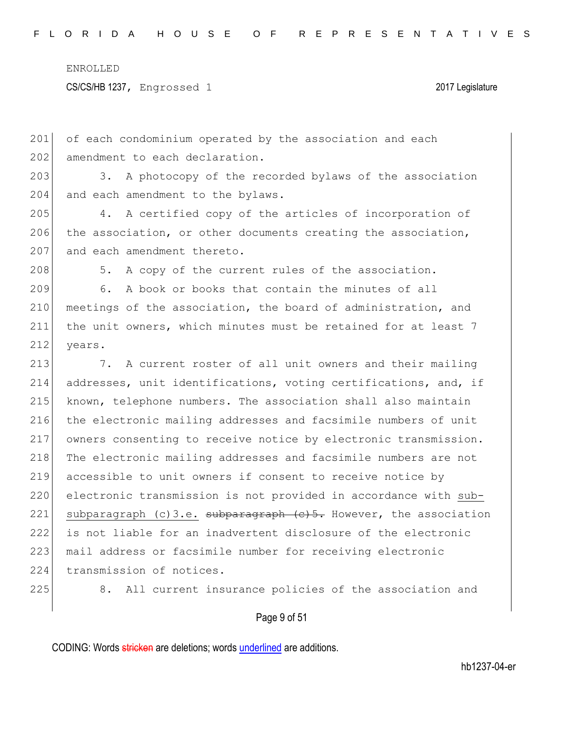of each condominium operated by the association and each amendment to each declaration.

3. A photocopy of the recorded bylaws of the association and each amendment to the bylaws.

4. A certified copy of the articles of incorporation of the association, or other documents creating the association, and each amendment thereto.

5. A copy of the current rules of the association.

6. A book or books that contain the minutes of all meetings of the association, the board of administration, and the unit owners, which minutes must be retained for at least 7 years.

7. A current roster of all unit owners and their mailing addresses, unit identifications, voting certifications, and, if known, telephone numbers. The association shall also maintain the electronic mailing addresses and facsimile numbers of unit owners consenting to receive notice by electronic transmission. The electronic mailing addresses and facsimile numbers are not accessible to unit owners if consent to receive notice by electronic transmission is not provided in accordance with sub-subparagraph (c)3.e. ~~subparagraph (c)5.~~ However, the association is not liable for an inadvertent disclosure of the electronic mail address or facsimile number for receiving electronic transmission of notices.

8. All current insurance policies of the association and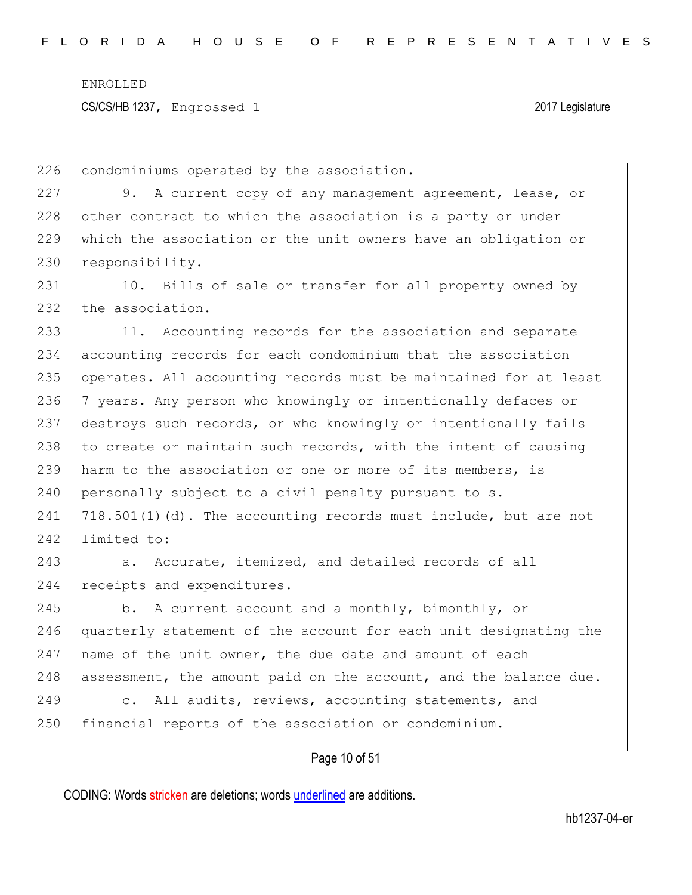condominiums operated by the association.

9. A current copy of any management agreement, lease, or other contract to which the association is a party or under which the association or the unit owners have an obligation or responsibility.

10. Bills of sale or transfer for all property owned by the association.

11. Accounting records for the association and separate accounting records for each condominium that the association operates. All accounting records must be maintained for at least 7 years. Any person who knowingly or intentionally defaces or destroys such records, or who knowingly or intentionally fails to create or maintain such records, with the intent of causing harm to the association or one or more of its members, is personally subject to a civil penalty pursuant to s. 718.501(1)(d). The accounting records must include, but are not limited to:

a. Accurate, itemized, and detailed records of all receipts and expenditures.

b. A current account and a monthly, bimonthly, or quarterly statement of the account for each unit designating the name of the unit owner, the due date and amount of each assessment, the amount paid on the account, and the balance due.

c. All audits, reviews, accounting statements, and financial reports of the association or condominium.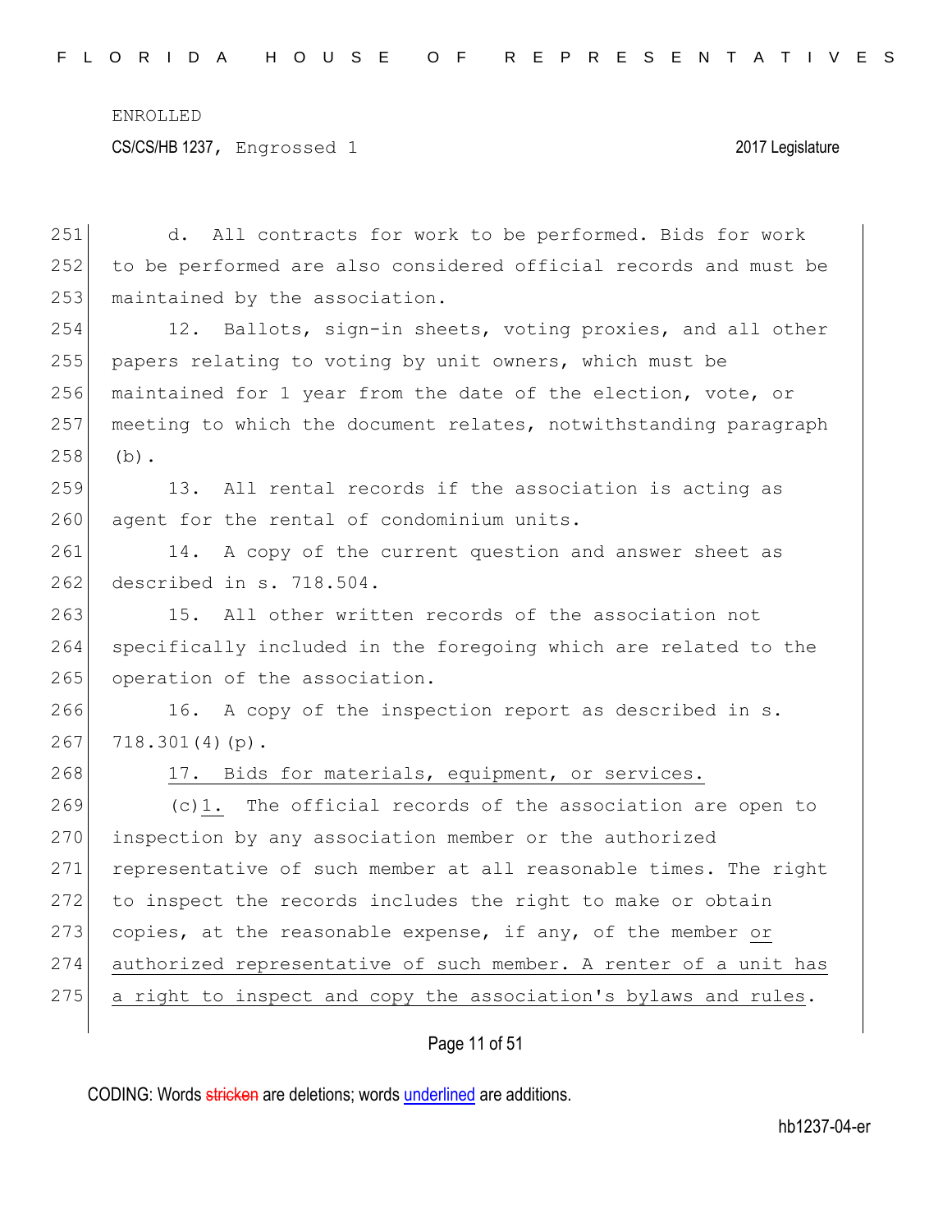d. All contracts for work to be performed. Bids for work to be performed are also considered official records and must be maintained by the association.

12. Ballots, sign-in sheets, voting proxies, and all other papers relating to voting by unit owners, which must be maintained for 1 year from the date of the election, vote, or meeting to which the document relates, notwithstanding paragraph (b).

13. All rental records if the association is acting as agent for the rental of condominium units.

14. A copy of the current question and answer sheet as described in s. 718.504.

15. All other written records of the association not specifically included in the foregoing which are related to the operation of the association.

16. A copy of the inspection report as described in s. 718.301(4)(p).

17. Bids for materials, equipment, or services.

(c)1. The official records of the association are open to inspection by any association member or the authorized representative of such member at all reasonable times. The right to inspect the records includes the right to make or obtain copies, at the reasonable expense, if any, of the member or authorized representative of such member. A renter of a unit has a right to inspect and copy the association's bylaws and rules.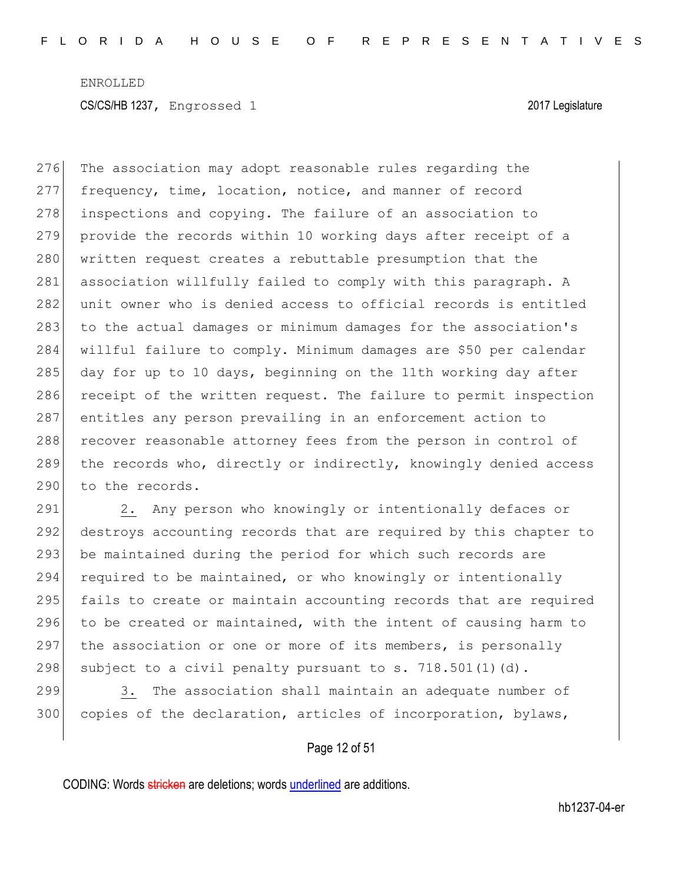The association may adopt reasonable rules regarding the frequency, time, location, notice, and manner of record inspections and copying. The failure of an association to provide the records within 10 working days after receipt of a written request creates a rebuttable presumption that the association willfully failed to comply with this paragraph. A unit owner who is denied access to official records is entitled to the actual damages or minimum damages for the association's willful failure to comply. Minimum damages are $50 per calendar day for up to 10 days, beginning on the 11th working day after receipt of the written request. The failure to permit inspection entitles any person prevailing in an enforcement action to recover reasonable attorney fees from the person in control of the records who, directly or indirectly, knowingly denied access to the records.

2. Any person who knowingly or intentionally defaces or destroys accounting records that are required by this chapter to be maintained during the period for which such records are required to be maintained, or who knowingly or intentionally fails to create or maintain accounting records that are required to be created or maintained, with the intent of causing harm to the association or one or more of its members, is personally subject to a civil penalty pursuant to s. 718.501(1)(d).

3. The association shall maintain an adequate number of copies of the declaration, articles of incorporation, bylaws,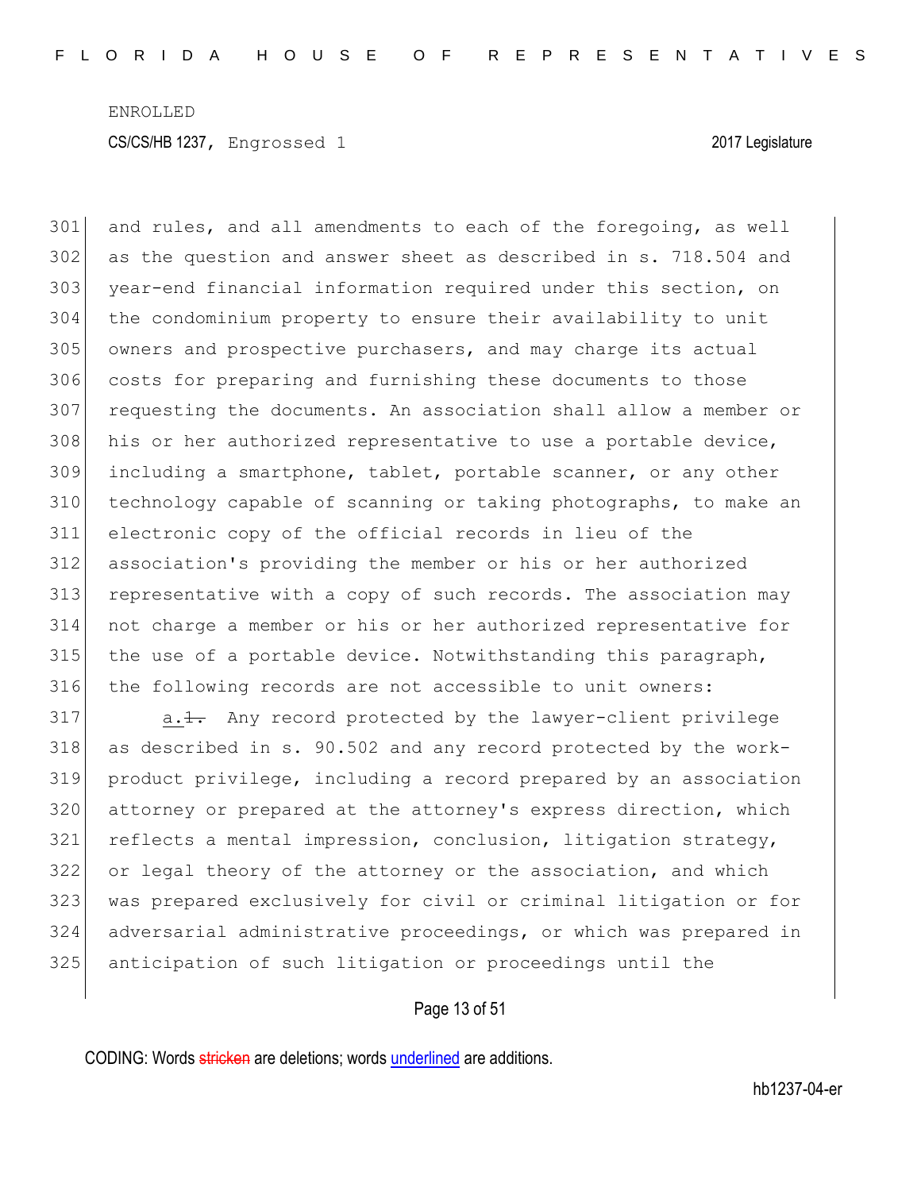and rules, and all amendments to each of the foregoing, as well as the question and answer sheet as described in s. 718.504 and year-end financial information required under this section, on the condominium property to ensure their availability to unit owners and prospective purchasers, and may charge its actual costs for preparing and furnishing these documents to those requesting the documents. An association shall allow a member or his or her authorized representative to use a portable device, including a smartphone, tablet, portable scanner, or any other technology capable of scanning or taking photographs, to make an electronic copy of the official records in lieu of the association's providing the member or his or her authorized representative with a copy of such records. The association may not charge a member or his or her authorized representative for the use of a portable device. Notwithstanding this paragraph, the following records are not accessible to unit owners:

a.~~1.~~ Any record protected by the lawyer-client privilege as described in s. 90.502 and any record protected by the work-product privilege, including a record prepared by an association attorney or prepared at the attorney's express direction, which reflects a mental impression, conclusion, litigation strategy, or legal theory of the attorney or the association, and which was prepared exclusively for civil or criminal litigation or for adversarial administrative proceedings, or which was prepared in anticipation of such litigation or proceedings until the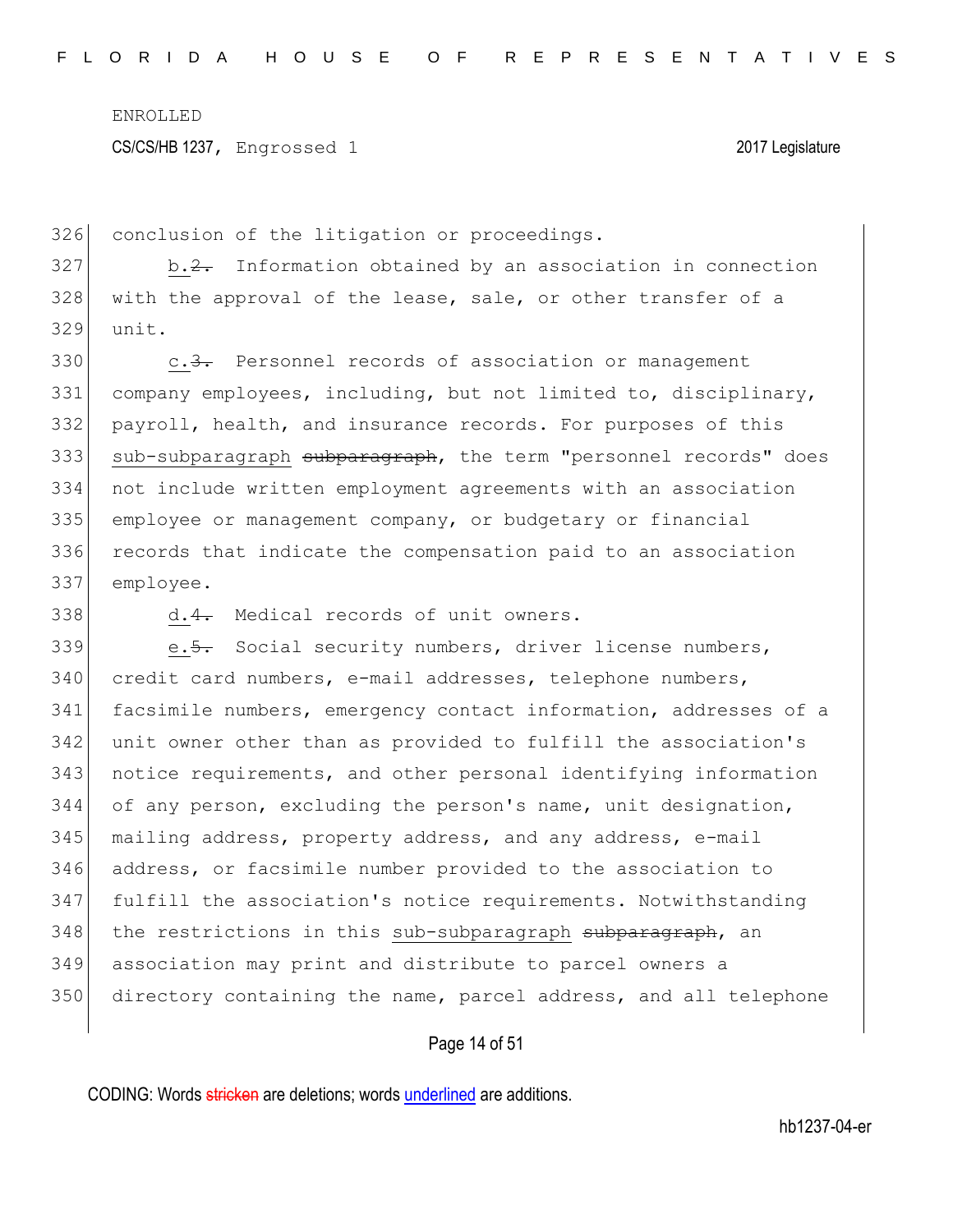conclusion of the litigation or proceedings.

b.~~2.~~ Information obtained by an association in connection with the approval of the lease, sale, or other transfer of a unit.

c.~~3.~~ Personnel records of association or management company employees, including, but not limited to, disciplinary, payroll, health, and insurance records. For purposes of this sub-subparagraph ~~subparagraph~~, the term "personnel records" does not include written employment agreements with an association employee or management company, or budgetary or financial records that indicate the compensation paid to an association employee.

d.~~4.~~ Medical records of unit owners.

e.~~5.~~ Social security numbers, driver license numbers, credit card numbers, e-mail addresses, telephone numbers, facsimile numbers, emergency contact information, addresses of a unit owner other than as provided to fulfill the association's notice requirements, and other personal identifying information of any person, excluding the person's name, unit designation, mailing address, property address, and any address, e-mail address, or facsimile number provided to the association to fulfill the association's notice requirements. Notwithstanding the restrictions in this sub-subparagraph ~~subparagraph~~, an association may print and distribute to parcel owners a directory containing the name, parcel address, and all telephone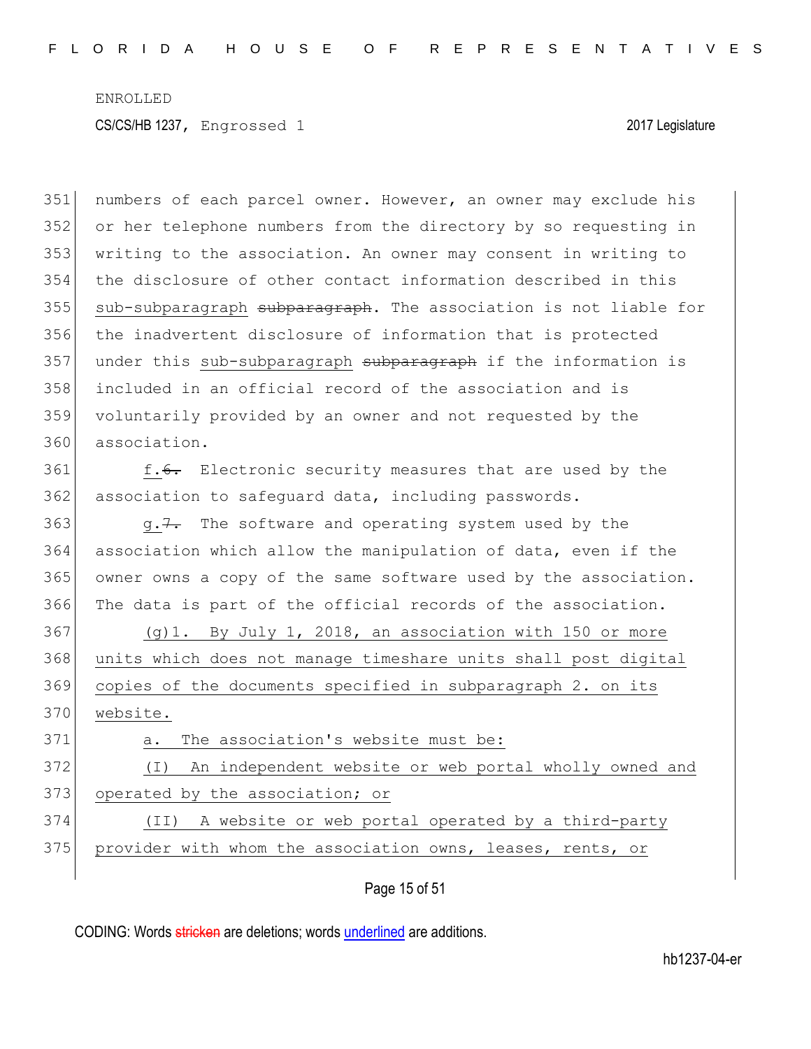numbers of each parcel owner. However, an owner may exclude his or her telephone numbers from the directory by so requesting in writing to the association. An owner may consent in writing to the disclosure of other contact information described in this sub-subparagraph ~~subparagraph~~. The association is not liable for the inadvertent disclosure of information that is protected under this sub-subparagraph ~~subparagraph~~ if the information is included in an official record of the association and is voluntarily provided by an owner and not requested by the association.

f.~~6.~~ Electronic security measures that are used by the association to safeguard data, including passwords.

g.~~7.~~ The software and operating system used by the association which allow the manipulation of data, even if the owner owns a copy of the same software used by the association. The data is part of the official records of the association.

(g)1. By July 1, 2018, an association with 150 or more units which does not manage timeshare units shall post digital copies of the documents specified in subparagraph 2. on its website.

a. The association's website must be:

(I) An independent website or web portal wholly owned and operated by the association; or

(II) A website or web portal operated by a third-party provider with whom the association owns, leases, rents, or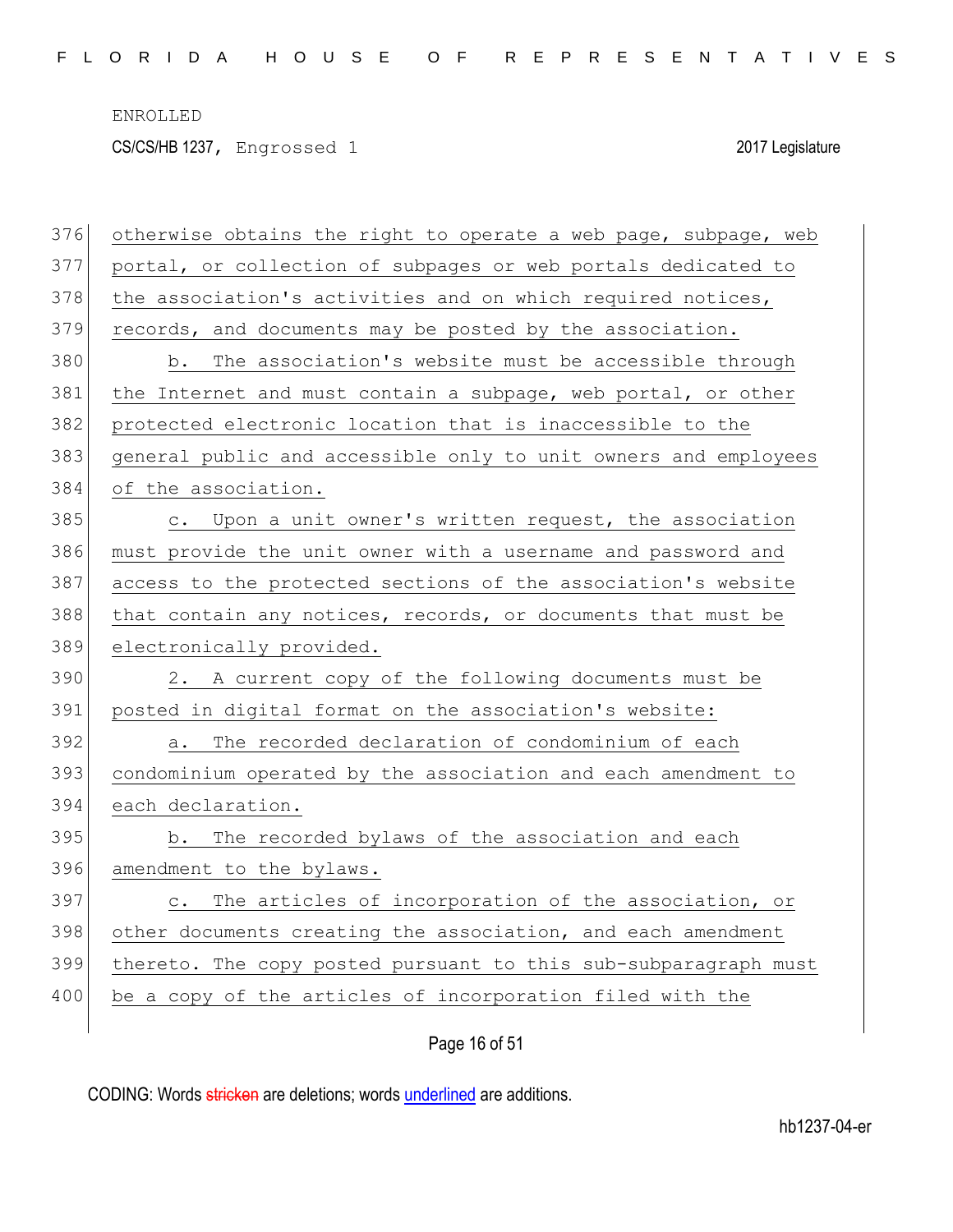otherwise obtains the right to operate a web page, subpage, web portal, or collection of subpages or web portals dedicated to the association's activities and on which required notices, records, and documents may be posted by the association.

b. The association's website must be accessible through the Internet and must contain a subpage, web portal, or other protected electronic location that is inaccessible to the general public and accessible only to unit owners and employees of the association.

c. Upon a unit owner's written request, the association must provide the unit owner with a username and password and access to the protected sections of the association's website that contain any notices, records, or documents that must be electronically provided.

2. A current copy of the following documents must be posted in digital format on the association's website:

a. The recorded declaration of condominium of each condominium operated by the association and each amendment to each declaration.

b. The recorded bylaws of the association and each amendment to the bylaws.

c. The articles of incorporation of the association, or other documents creating the association, and each amendment thereto. The copy posted pursuant to this sub-subparagraph must be a copy of the articles of incorporation filed with the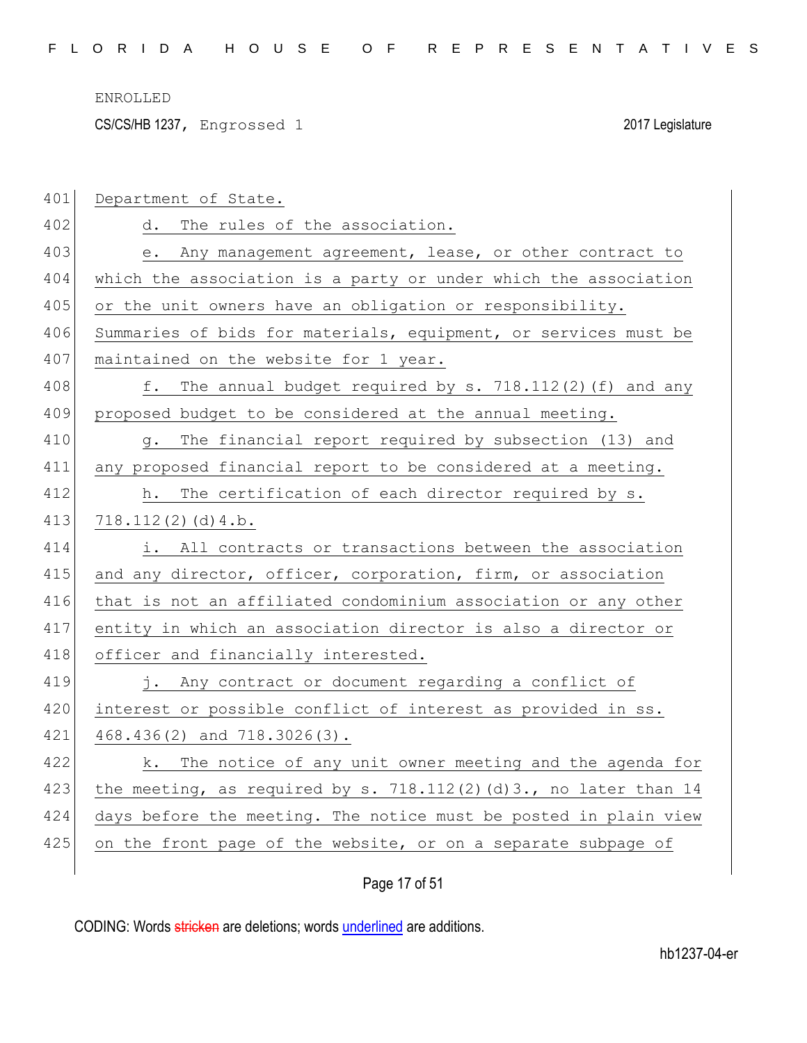Department of State.

d. The rules of the association.

e. Any management agreement, lease, or other contract to which the association is a party or under which the association or the unit owners have an obligation or responsibility. Summaries of bids for materials, equipment, or services must be maintained on the website for 1 year.

f. The annual budget required by s. 718.112(2)(f) and any proposed budget to be considered at the annual meeting.

g. The financial report required by subsection (13) and any proposed financial report to be considered at a meeting.

h. The certification of each director required by s. 718.112(2)(d)4.b.

i. All contracts or transactions between the association and any director, officer, corporation, firm, or association that is not an affiliated condominium association or any other entity in which an association director is also a director or officer and financially interested.

j. Any contract or document regarding a conflict of interest or possible conflict of interest as provided in ss. 468.436(2) and 718.3026(3).

k. The notice of any unit owner meeting and the agenda for the meeting, as required by s. 718.112(2)(d)3., no later than 14 days before the meeting. The notice must be posted in plain view on the front page of the website, or on a separate subpage of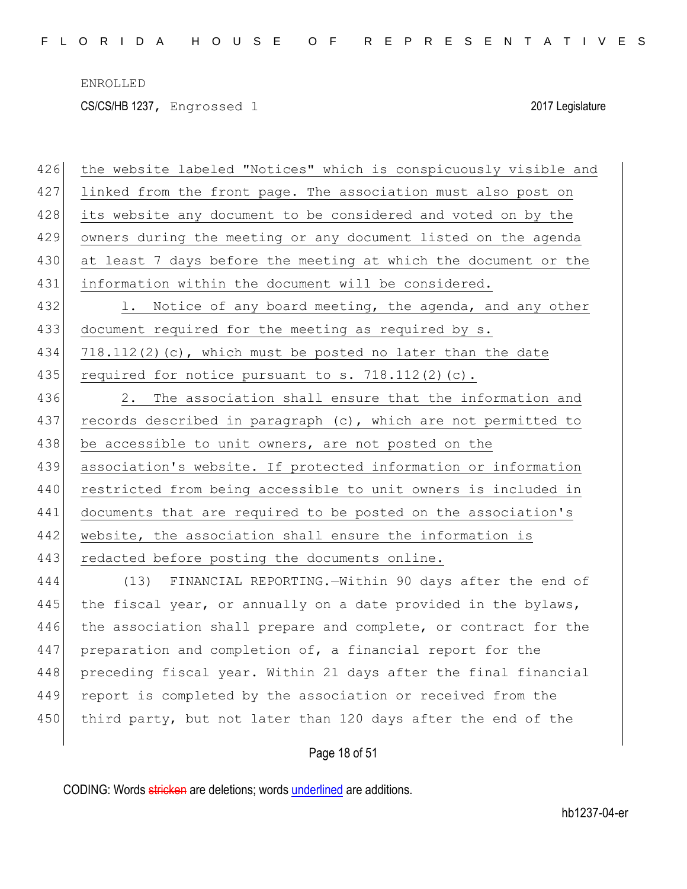the website labeled "Notices" which is conspicuously visible and linked from the front page. The association must also post on its website any document to be considered and voted on by the owners during the meeting or any document listed on the agenda at least 7 days before the meeting at which the document or the information within the document will be considered.

1. Notice of any board meeting, the agenda, and any other document required for the meeting as required by s. 718.112(2)(c), which must be posted no later than the date required for notice pursuant to s. 718.112(2)(c).

2. The association shall ensure that the information and records described in paragraph (c), which are not permitted to be accessible to unit owners, are not posted on the association's website. If protected information or information restricted from being accessible to unit owners is included in documents that are required to be posted on the association's website, the association shall ensure the information is redacted before posting the documents online.

(13) FINANCIAL REPORTING.—Within 90 days after the end of the fiscal year, or annually on a date provided in the bylaws, the association shall prepare and complete, or contract for the preparation and completion of, a financial report for the preceding fiscal year. Within 21 days after the final financial report is completed by the association or received from the third party, but not later than 120 days after the end of the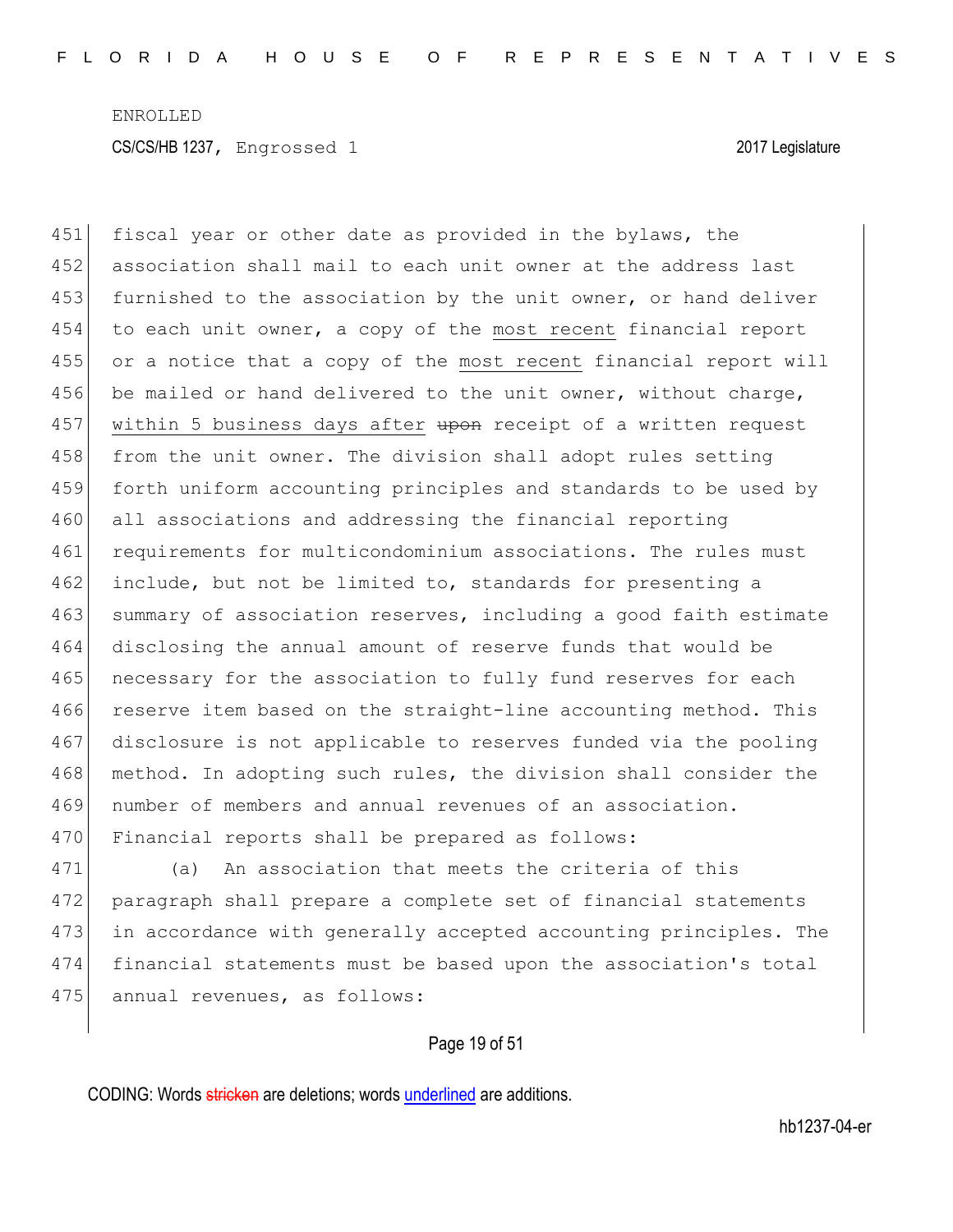fiscal year or other date as provided in the bylaws, the association shall mail to each unit owner at the address last furnished to the association by the unit owner, or hand deliver to each unit owner, a copy of the <u>most recent</u> financial report or a notice that a copy of the <u>most recent</u> financial report will be mailed or hand delivered to the unit owner, without charge, <u>within 5 business days after</u> ~~upon~~ receipt of a written request from the unit owner. The division shall adopt rules setting forth uniform accounting principles and standards to be used by all associations and addressing the financial reporting requirements for multicondominium associations. The rules must include, but not be limited to, standards for presenting a summary of association reserves, including a good faith estimate disclosing the annual amount of reserve funds that would be necessary for the association to fully fund reserves for each reserve item based on the straight-line accounting method. This disclosure is not applicable to reserves funded via the pooling method. In adopting such rules, the division shall consider the number of members and annual revenues of an association. Financial reports shall be prepared as follows:

(a) An association that meets the criteria of this paragraph shall prepare a complete set of financial statements in accordance with generally accepted accounting principles. The financial statements must be based upon the association's total annual revenues, as follows: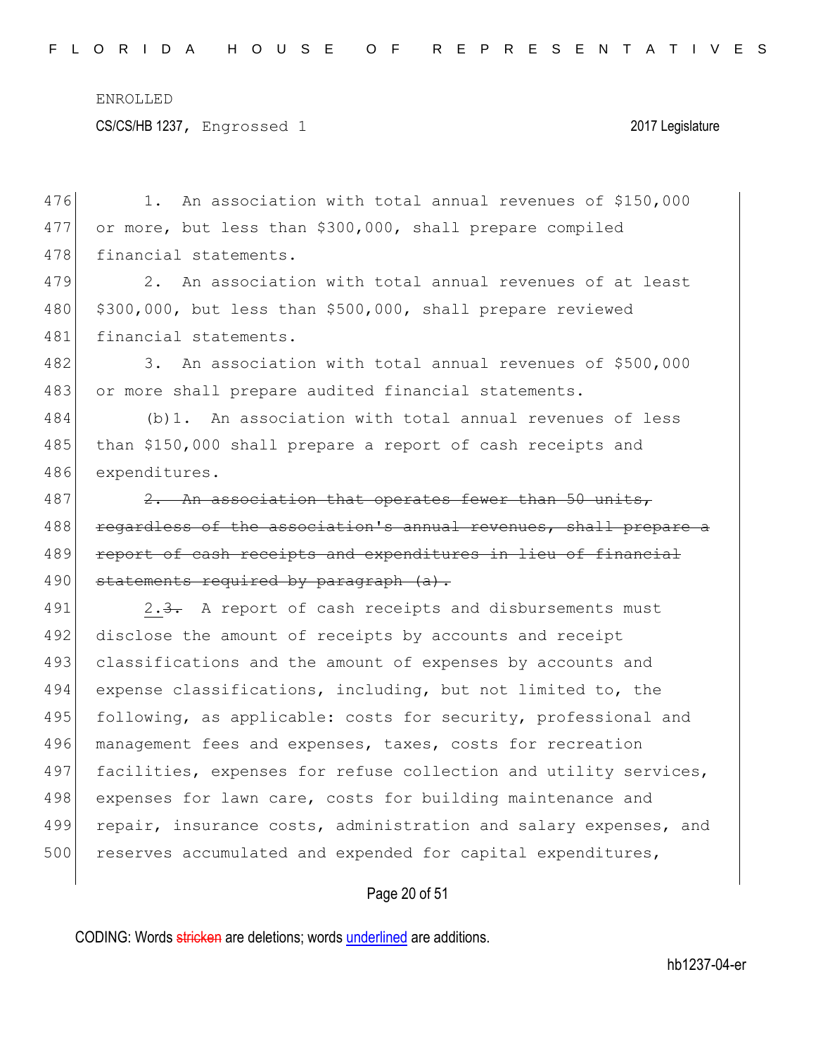1. An association with total annual revenues of $150,000 or more, but less than $300,000, shall prepare compiled financial statements.

2. An association with total annual revenues of at least $300,000, but less than $500,000, shall prepare reviewed financial statements.

3. An association with total annual revenues of $500,000 or more shall prepare audited financial statements.

(b)1. An association with total annual revenues of less than $150,000 shall prepare a report of cash receipts and expenditures.

~~2. An association that operates fewer than 50 units, regardless of the association's annual revenues, shall prepare a report of cash receipts and expenditures in lieu of financial statements required by paragraph (a).~~

2.~~3.~~ A report of cash receipts and disbursements must disclose the amount of receipts by accounts and receipt classifications and the amount of expenses by accounts and expense classifications, including, but not limited to, the following, as applicable: costs for security, professional and management fees and expenses, taxes, costs for recreation facilities, expenses for refuse collection and utility services, expenses for lawn care, costs for building maintenance and repair, insurance costs, administration and salary expenses, and reserves accumulated and expended for capital expenditures,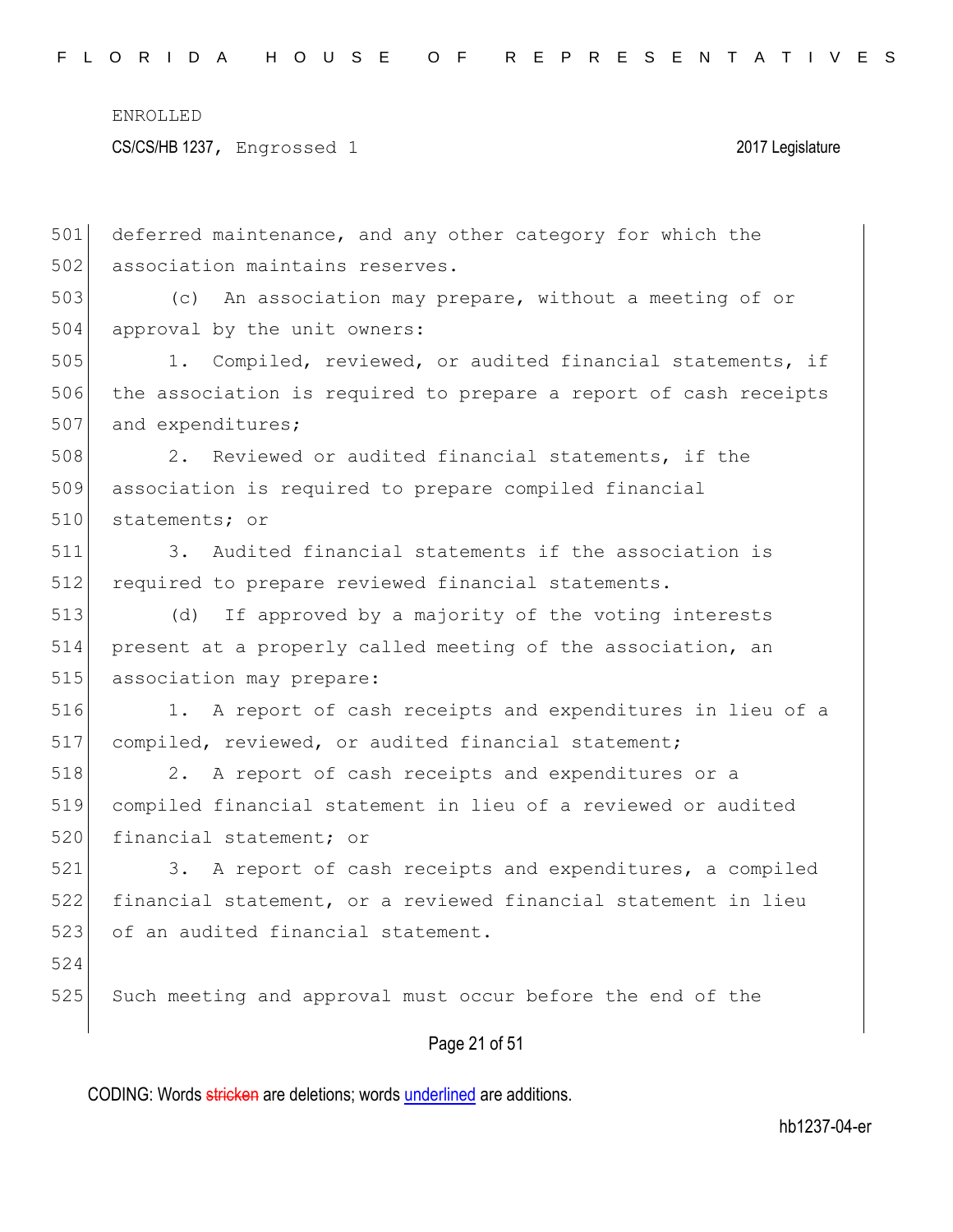deferred maintenance, and any other category for which the association maintains reserves.

(c) An association may prepare, without a meeting of or approval by the unit owners:

1. Compiled, reviewed, or audited financial statements, if the association is required to prepare a report of cash receipts and expenditures;

2. Reviewed or audited financial statements, if the association is required to prepare compiled financial statements; or

3. Audited financial statements if the association is required to prepare reviewed financial statements.

(d) If approved by a majority of the voting interests present at a properly called meeting of the association, an association may prepare:

1. A report of cash receipts and expenditures in lieu of a compiled, reviewed, or audited financial statement;

2. A report of cash receipts and expenditures or a compiled financial statement in lieu of a reviewed or audited financial statement; or

3. A report of cash receipts and expenditures, a compiled financial statement, or a reviewed financial statement in lieu of an audited financial statement.

Such meeting and approval must occur before the end of the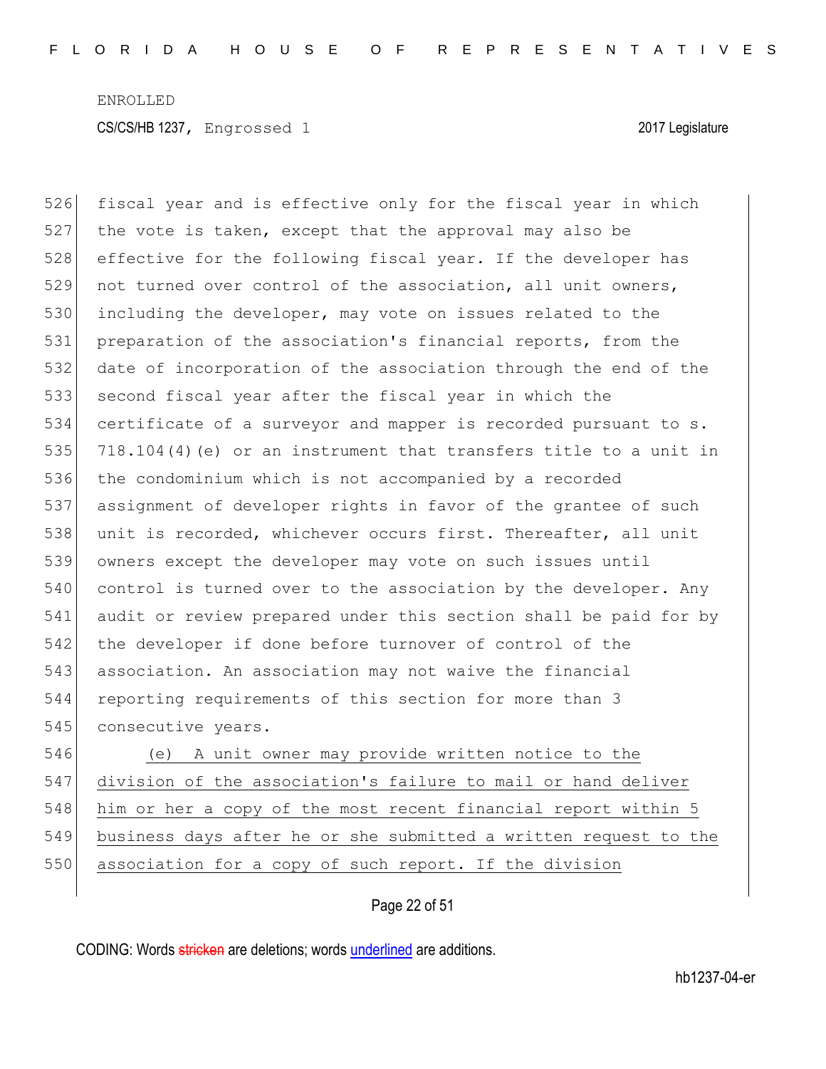fiscal year and is effective only for the fiscal year in which the vote is taken, except that the approval may also be effective for the following fiscal year. If the developer has not turned over control of the association, all unit owners, including the developer, may vote on issues related to the preparation of the association's financial reports, from the date of incorporation of the association through the end of the second fiscal year after the fiscal year in which the certificate of a surveyor and mapper is recorded pursuant to s. 718.104(4)(e) or an instrument that transfers title to a unit in the condominium which is not accompanied by a recorded assignment of developer rights in favor of the grantee of such unit is recorded, whichever occurs first. Thereafter, all unit owners except the developer may vote on such issues until control is turned over to the association by the developer. Any audit or review prepared under this section shall be paid for by the developer if done before turnover of control of the association. An association may not waive the financial reporting requirements of this section for more than 3 consecutive years.

(e) A unit owner may provide written notice to the division of the association's failure to mail or hand deliver him or her a copy of the most recent financial report within 5 business days after he or she submitted a written request to the association for a copy of such report. If the division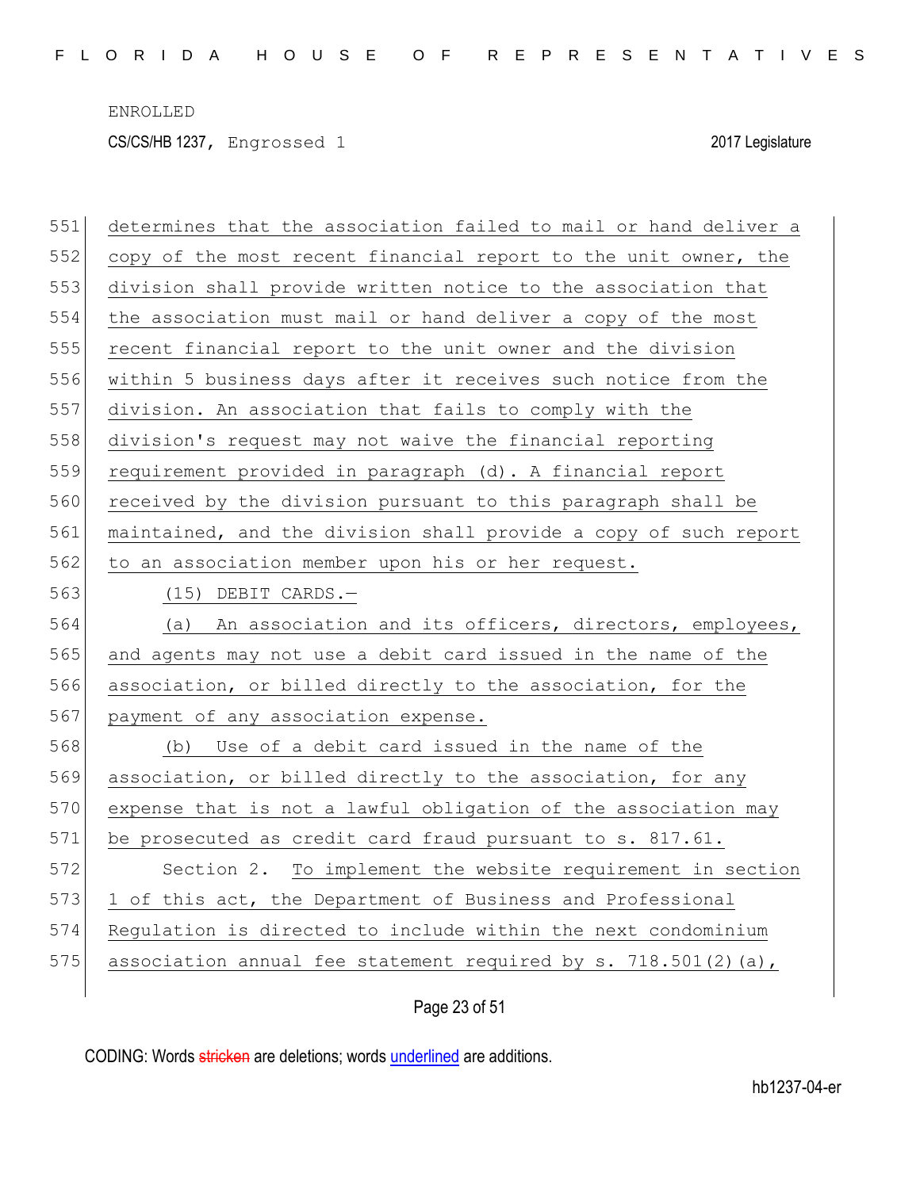determines that the association failed to mail or hand deliver a copy of the most recent financial report to the unit owner, the division shall provide written notice to the association that the association must mail or hand deliver a copy of the most recent financial report to the unit owner and the division within 5 business days after it receives such notice from the division. An association that fails to comply with the division's request may not waive the financial reporting requirement provided in paragraph (d). A financial report received by the division pursuant to this paragraph shall be maintained, and the division shall provide a copy of such report to an association member upon his or her request.

(15) DEBIT CARDS.—

(a) An association and its officers, directors, employees, and agents may not use a debit card issued in the name of the association, or billed directly to the association, for the payment of any association expense.

(b) Use of a debit card issued in the name of the association, or billed directly to the association, for any expense that is not a lawful obligation of the association may be prosecuted as credit card fraud pursuant to s. 817.61.

Section 2. To implement the website requirement in section 1 of this act, the Department of Business and Professional Regulation is directed to include within the next condominium association annual fee statement required by s. 718.501(2)(a),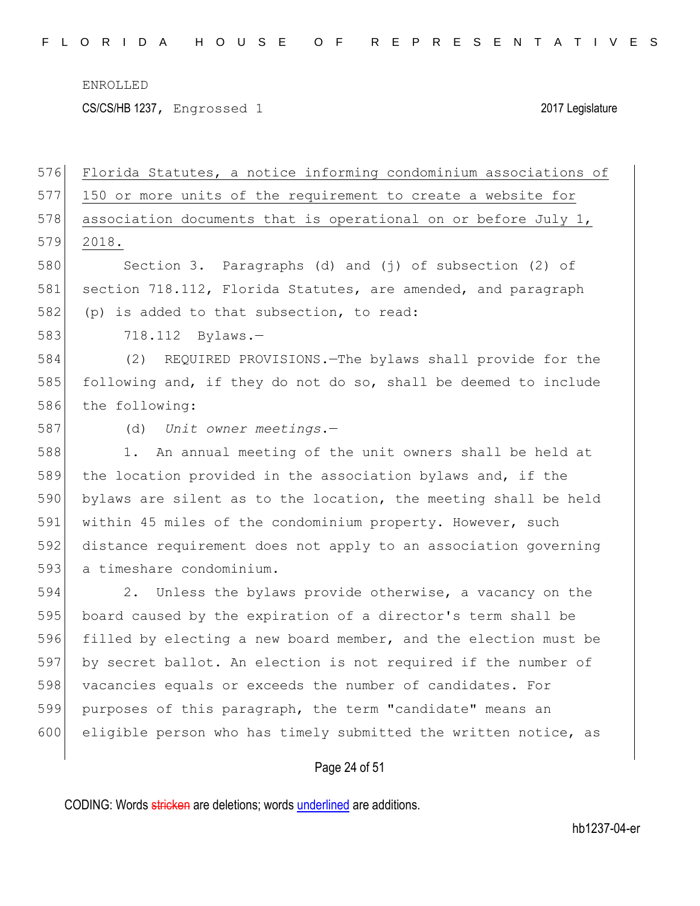Florida Statutes, a notice informing condominium associations of 150 or more units of the requirement to create a website for association documents that is operational on or before July 1, 2018.

Section 3. Paragraphs (d) and (j) of subsection (2) of section 718.112, Florida Statutes, are amended, and paragraph (p) is added to that subsection, to read:

718.112 Bylaws.—

(2) REQUIRED PROVISIONS.—The bylaws shall provide for the following and, if they do not do so, shall be deemed to include the following:

(d) *Unit owner meetings.*—

1. An annual meeting of the unit owners shall be held at the location provided in the association bylaws and, if the bylaws are silent as to the location, the meeting shall be held within 45 miles of the condominium property. However, such distance requirement does not apply to an association governing a timeshare condominium.

2. Unless the bylaws provide otherwise, a vacancy on the board caused by the expiration of a director's term shall be filled by electing a new board member, and the election must be by secret ballot. An election is not required if the number of vacancies equals or exceeds the number of candidates. For purposes of this paragraph, the term "candidate" means an eligible person who has timely submitted the written notice, as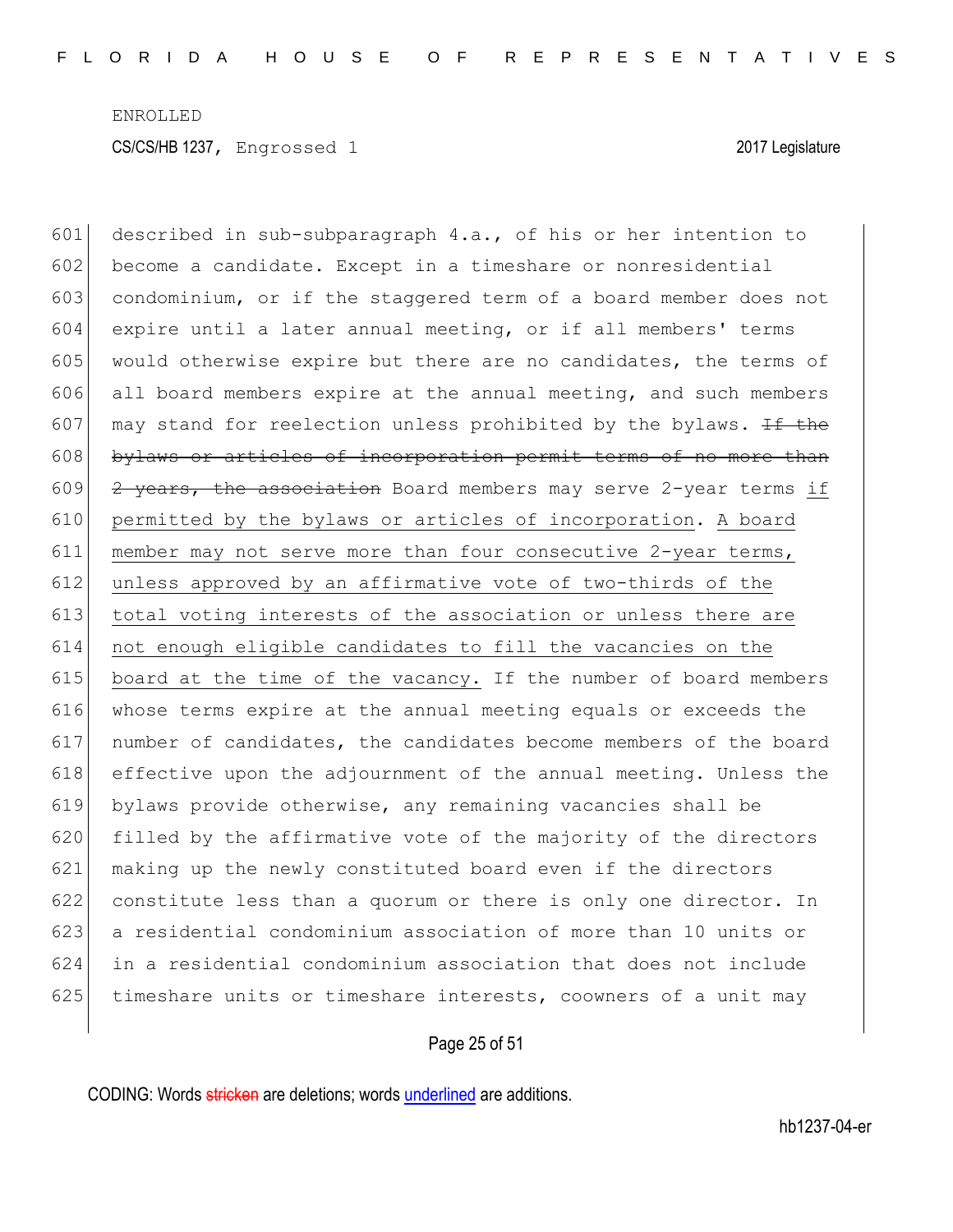described in sub-subparagraph 4.a., of his or her intention to become a candidate. Except in a timeshare or nonresidential condominium, or if the staggered term of a board member does not expire until a later annual meeting, or if all members' terms would otherwise expire but there are no candidates, the terms of all board members expire at the annual meeting, and such members may stand for reelection unless prohibited by the bylaws. ~~If the bylaws or articles of incorporation permit terms of no more than 2 years, the association~~ Board members may serve 2-year terms <u>if permitted by the bylaws or articles of incorporation</u>. <u>A board member may not serve more than four consecutive 2-year terms, unless approved by an affirmative vote of two-thirds of the total voting interests of the association or unless there are not enough eligible candidates to fill the vacancies on the board at the time of the vacancy.</u> If the number of board members whose terms expire at the annual meeting equals or exceeds the number of candidates, the candidates become members of the board effective upon the adjournment of the annual meeting. Unless the bylaws provide otherwise, any remaining vacancies shall be filled by the affirmative vote of the majority of the directors making up the newly constituted board even if the directors constitute less than a quorum or there is only one director. In a residential condominium association of more than 10 units or in a residential condominium association that does not include timeshare units or timeshare interests, coowners of a unit may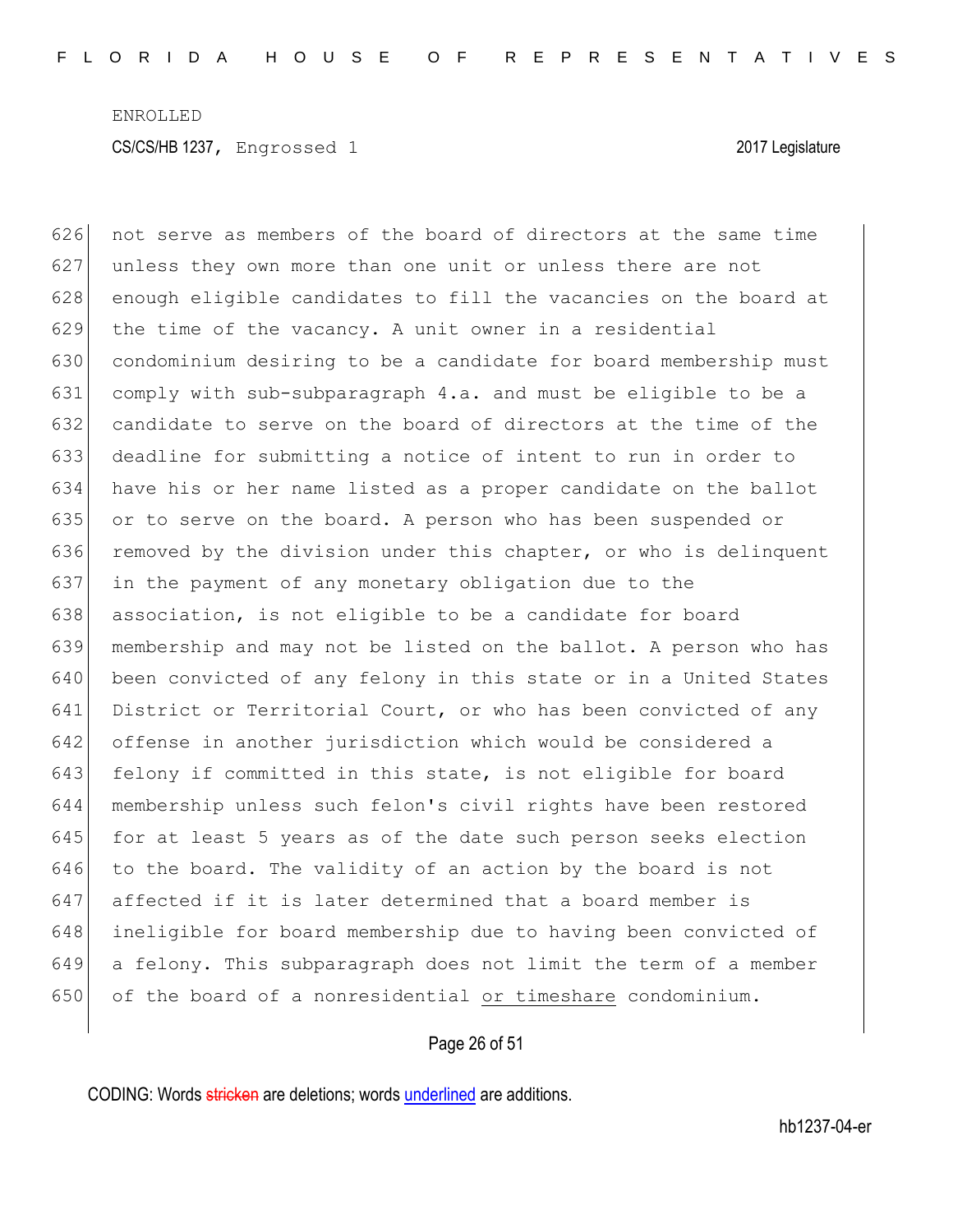not serve as members of the board of directors at the same time unless they own more than one unit or unless there are not enough eligible candidates to fill the vacancies on the board at the time of the vacancy. A unit owner in a residential condominium desiring to be a candidate for board membership must comply with sub-subparagraph 4.a. and must be eligible to be a candidate to serve on the board of directors at the time of the deadline for submitting a notice of intent to run in order to have his or her name listed as a proper candidate on the ballot or to serve on the board. A person who has been suspended or removed by the division under this chapter, or who is delinquent in the payment of any monetary obligation due to the association, is not eligible to be a candidate for board membership and may not be listed on the ballot. A person who has been convicted of any felony in this state or in a United States District or Territorial Court, or who has been convicted of any offense in another jurisdiction which would be considered a felony if committed in this state, is not eligible for board membership unless such felon's civil rights have been restored for at least 5 years as of the date such person seeks election to the board. The validity of an action by the board is not affected if it is later determined that a board member is ineligible for board membership due to having been convicted of a felony. This subparagraph does not limit the term of a member of the board of a nonresidential <u>or timeshare</u> condominium.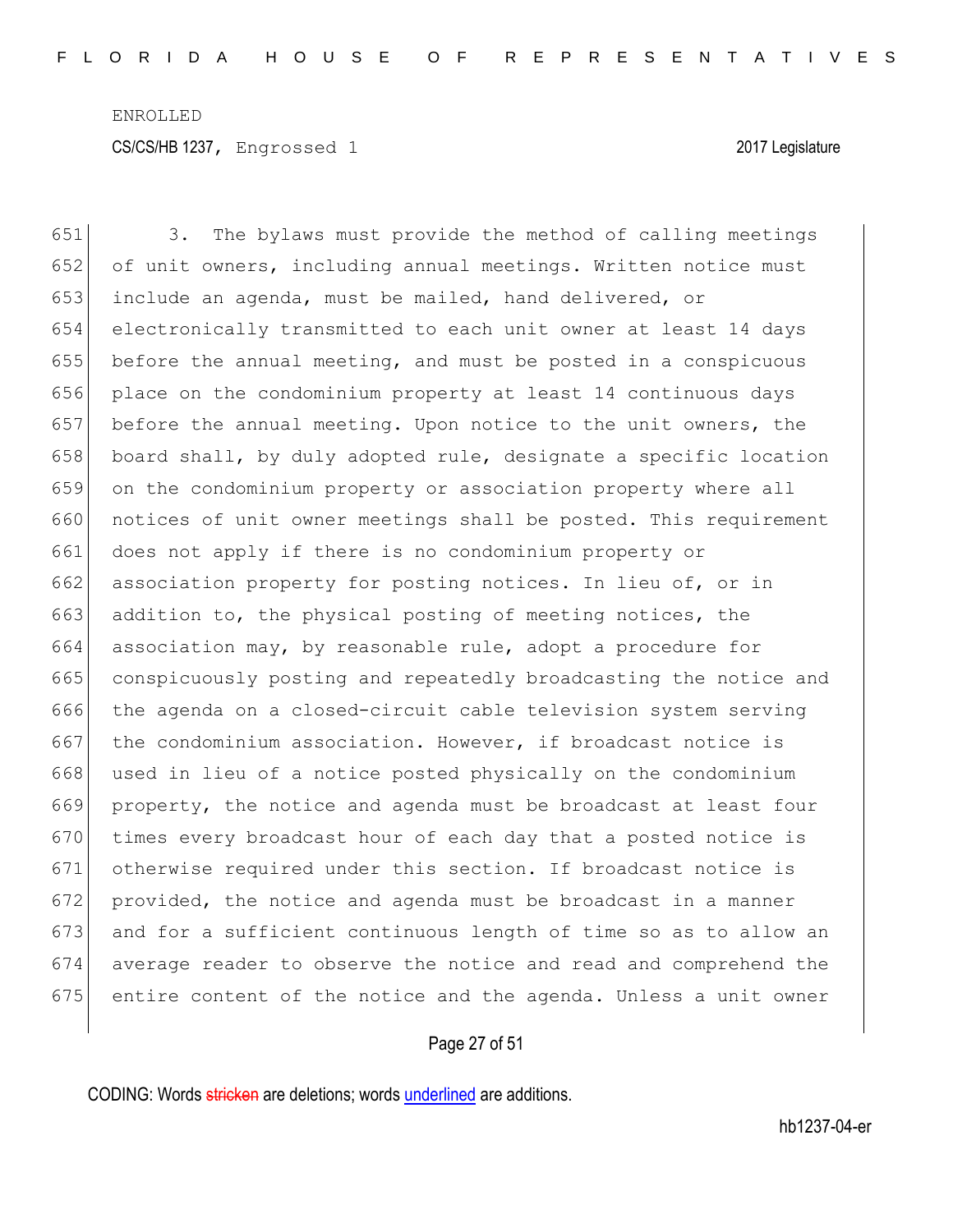3. The bylaws must provide the method of calling meetings of unit owners, including annual meetings. Written notice must include an agenda, must be mailed, hand delivered, or electronically transmitted to each unit owner at least 14 days before the annual meeting, and must be posted in a conspicuous place on the condominium property at least 14 continuous days before the annual meeting. Upon notice to the unit owners, the board shall, by duly adopted rule, designate a specific location on the condominium property or association property where all notices of unit owner meetings shall be posted. This requirement does not apply if there is no condominium property or association property for posting notices. In lieu of, or in addition to, the physical posting of meeting notices, the association may, by reasonable rule, adopt a procedure for conspicuously posting and repeatedly broadcasting the notice and the agenda on a closed-circuit cable television system serving the condominium association. However, if broadcast notice is used in lieu of a notice posted physically on the condominium property, the notice and agenda must be broadcast at least four times every broadcast hour of each day that a posted notice is otherwise required under this section. If broadcast notice is provided, the notice and agenda must be broadcast in a manner and for a sufficient continuous length of time so as to allow an average reader to observe the notice and read and comprehend the entire content of the notice and the agenda. Unless a unit owner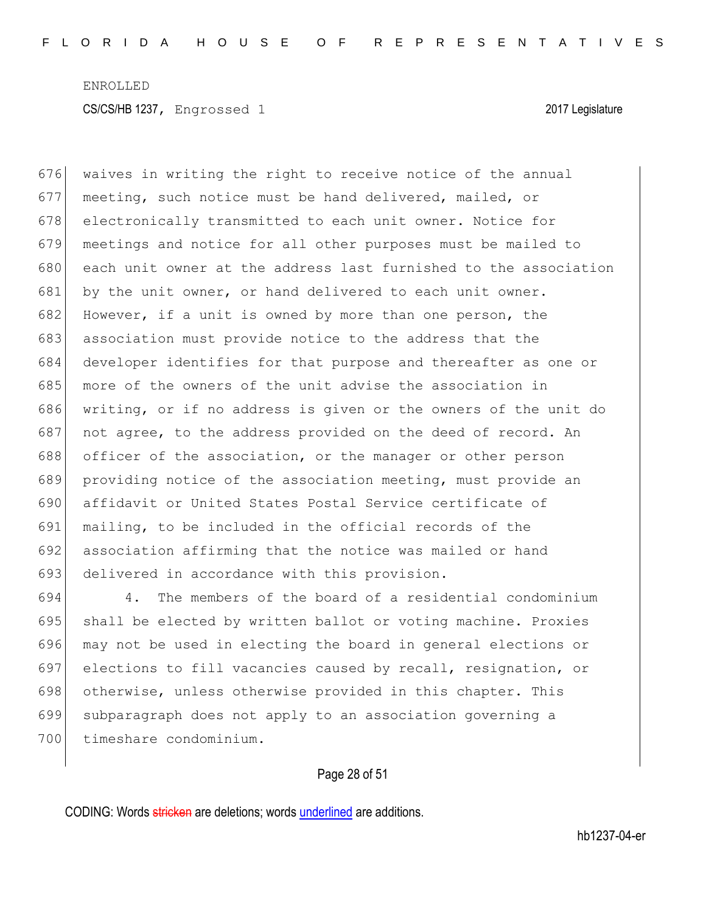waives in writing the right to receive notice of the annual meeting, such notice must be hand delivered, mailed, or electronically transmitted to each unit owner. Notice for meetings and notice for all other purposes must be mailed to each unit owner at the address last furnished to the association by the unit owner, or hand delivered to each unit owner. However, if a unit is owned by more than one person, the association must provide notice to the address that the developer identifies for that purpose and thereafter as one or more of the owners of the unit advise the association in writing, or if no address is given or the owners of the unit do not agree, to the address provided on the deed of record. An officer of the association, or the manager or other person providing notice of the association meeting, must provide an affidavit or United States Postal Service certificate of mailing, to be included in the official records of the association affirming that the notice was mailed or hand delivered in accordance with this provision.

4. The members of the board of a residential condominium shall be elected by written ballot or voting machine. Proxies may not be used in electing the board in general elections or elections to fill vacancies caused by recall, resignation, or otherwise, unless otherwise provided in this chapter. This subparagraph does not apply to an association governing a timeshare condominium.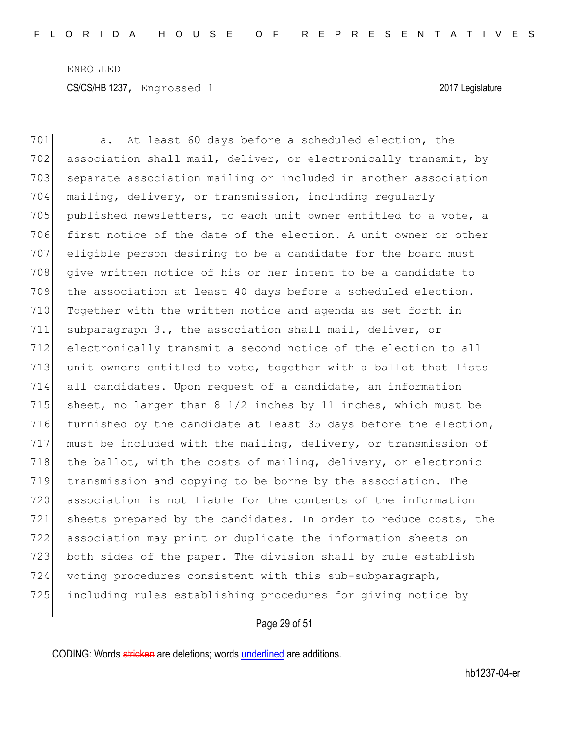ENROLLED

CS/CS/HB 1237, Engrossed 1 2017 Legislature

701 a. At least 60 days before a scheduled election, the
702 association shall mail, deliver, or electronically transmit, by
703 separate association mailing or included in another association
704 mailing, delivery, or transmission, including regularly
705 published newsletters, to each unit owner entitled to a vote, a
706 first notice of the date of the election. A unit owner or other
707 eligible person desiring to be a candidate for the board must
708 give written notice of his or her intent to be a candidate to
709 the association at least 40 days before a scheduled election.
710 Together with the written notice and agenda as set forth in
711 subparagraph 3., the association shall mail, deliver, or
712 electronically transmit a second notice of the election to all
713 unit owners entitled to vote, together with a ballot that lists
714 all candidates. Upon request of a candidate, an information
715 sheet, no larger than 8 1/2 inches by 11 inches, which must be
716 furnished by the candidate at least 35 days before the election,
717 must be included with the mailing, delivery, or transmission of
718 the ballot, with the costs of mailing, delivery, or electronic
719 transmission and copying to be borne by the association. The
720 association is not liable for the contents of the information
721 sheets prepared by the candidates. In order to reduce costs, the
722 association may print or duplicate the information sheets on
723 both sides of the paper. The division shall by rule establish
724 voting procedures consistent with this sub-subparagraph,
725 including rules establishing procedures for giving notice by

CODING: Words stricken are deletions; words underlined are additions.

hb1237-04-er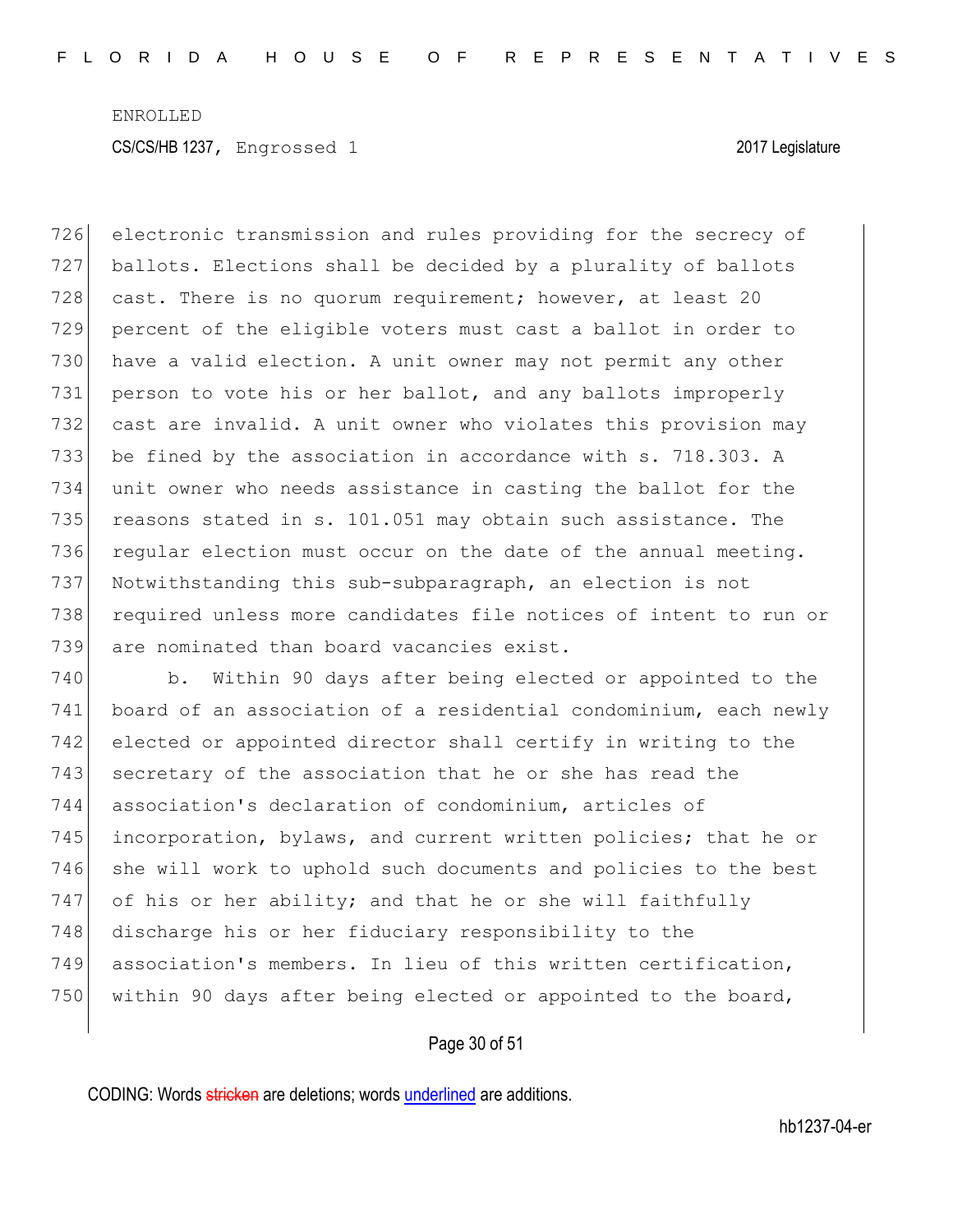electronic transmission and rules providing for the secrecy of ballots. Elections shall be decided by a plurality of ballots cast. There is no quorum requirement; however, at least 20 percent of the eligible voters must cast a ballot in order to have a valid election. A unit owner may not permit any other person to vote his or her ballot, and any ballots improperly cast are invalid. A unit owner who violates this provision may be fined by the association in accordance with s. 718.303. A unit owner who needs assistance in casting the ballot for the reasons stated in s. 101.051 may obtain such assistance. The regular election must occur on the date of the annual meeting. Notwithstanding this sub-subparagraph, an election is not required unless more candidates file notices of intent to run or are nominated than board vacancies exist.

b. Within 90 days after being elected or appointed to the board of an association of a residential condominium, each newly elected or appointed director shall certify in writing to the secretary of the association that he or she has read the association's declaration of condominium, articles of incorporation, bylaws, and current written policies; that he or she will work to uphold such documents and policies to the best of his or her ability; and that he or she will faithfully discharge his or her fiduciary responsibility to the association's members. In lieu of this written certification, within 90 days after being elected or appointed to the board,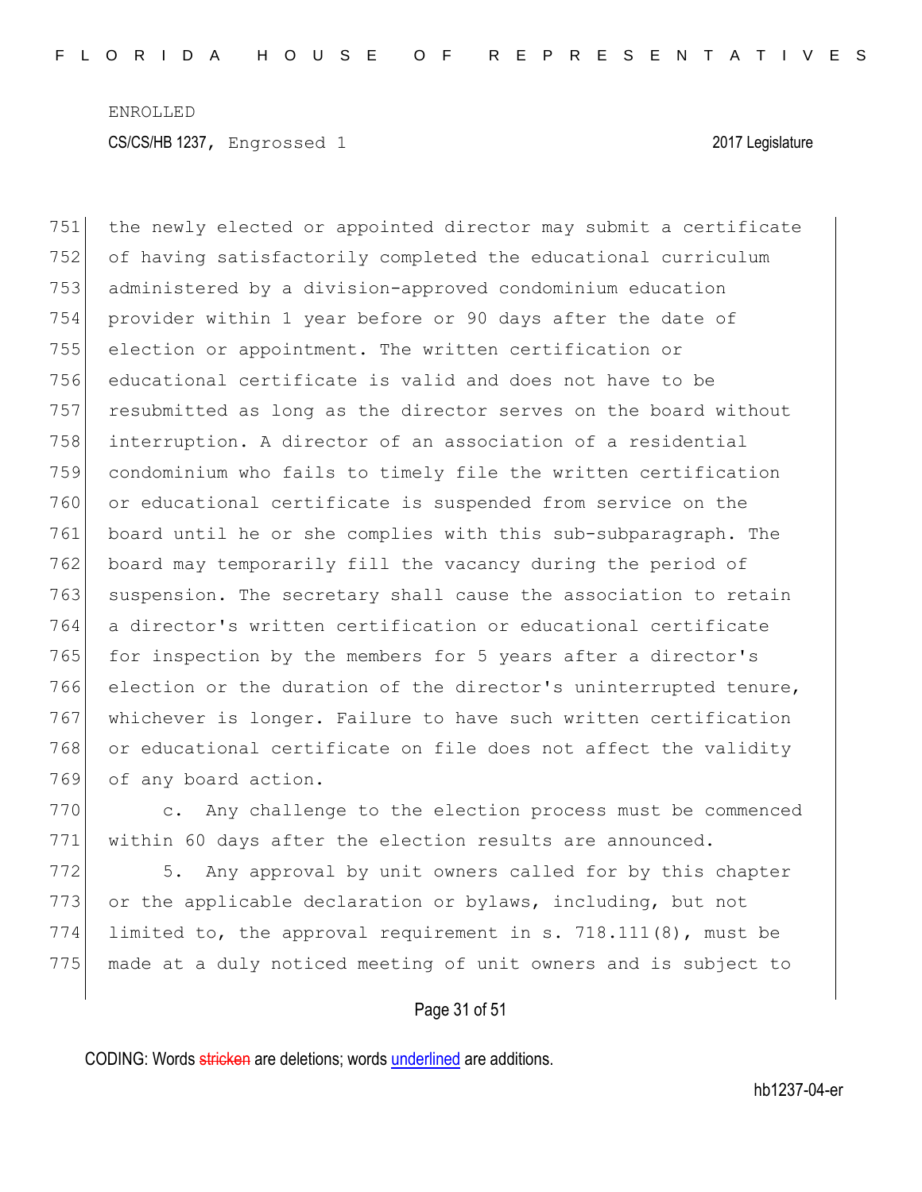the newly elected or appointed director may submit a certificate of having satisfactorily completed the educational curriculum administered by a division-approved condominium education provider within 1 year before or 90 days after the date of election or appointment. The written certification or educational certificate is valid and does not have to be resubmitted as long as the director serves on the board without interruption. A director of an association of a residential condominium who fails to timely file the written certification or educational certificate is suspended from service on the board until he or she complies with this sub-subparagraph. The board may temporarily fill the vacancy during the period of suspension. The secretary shall cause the association to retain a director's written certification or educational certificate for inspection by the members for 5 years after a director's election or the duration of the director's uninterrupted tenure, whichever is longer. Failure to have such written certification or educational certificate on file does not affect the validity of any board action.

c. Any challenge to the election process must be commenced within 60 days after the election results are announced.

5. Any approval by unit owners called for by this chapter or the applicable declaration or bylaws, including, but not limited to, the approval requirement in s. 718.111(8), must be made at a duly noticed meeting of unit owners and is subject to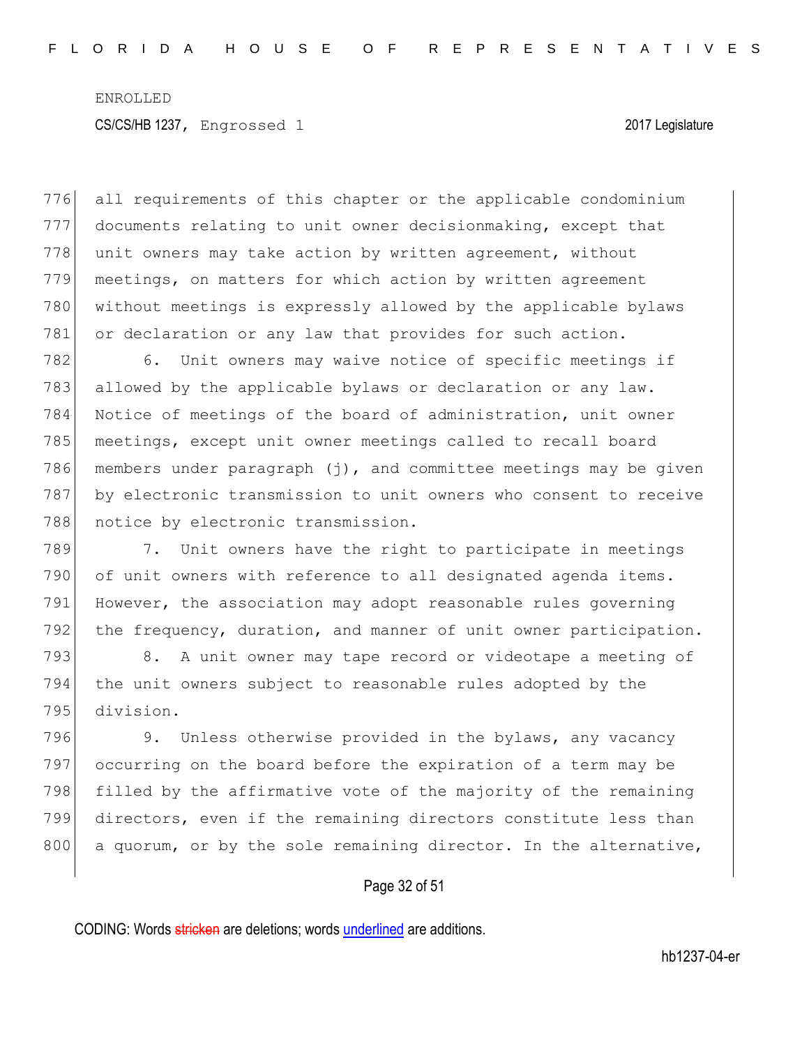all requirements of this chapter or the applicable condominium documents relating to unit owner decisionmaking, except that unit owners may take action by written agreement, without meetings, on matters for which action by written agreement without meetings is expressly allowed by the applicable bylaws or declaration or any law that provides for such action.

6. Unit owners may waive notice of specific meetings if allowed by the applicable bylaws or declaration or any law. Notice of meetings of the board of administration, unit owner meetings, except unit owner meetings called to recall board members under paragraph (j), and committee meetings may be given by electronic transmission to unit owners who consent to receive notice by electronic transmission.

7. Unit owners have the right to participate in meetings of unit owners with reference to all designated agenda items. However, the association may adopt reasonable rules governing the frequency, duration, and manner of unit owner participation.

8. A unit owner may tape record or videotape a meeting of the unit owners subject to reasonable rules adopted by the division.

9. Unless otherwise provided in the bylaws, any vacancy occurring on the board before the expiration of a term may be filled by the affirmative vote of the majority of the remaining directors, even if the remaining directors constitute less than a quorum, or by the sole remaining director. In the alternative,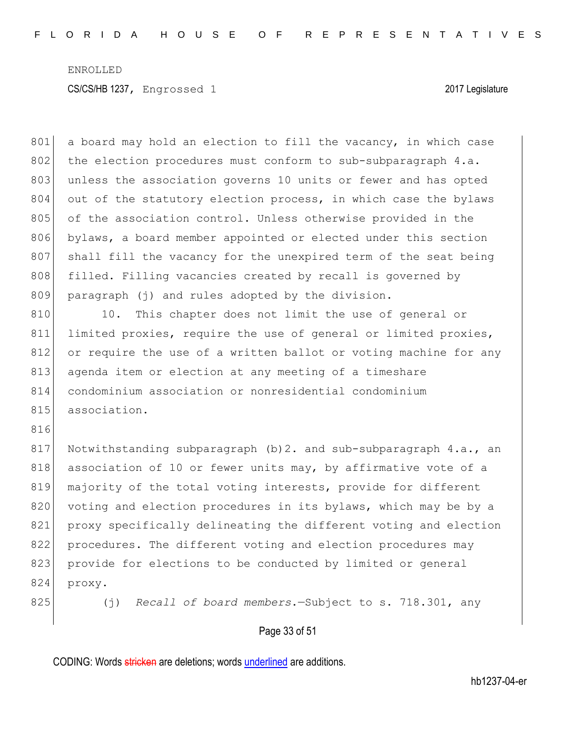a board may hold an election to fill the vacancy, in which case the election procedures must conform to sub-subparagraph 4.a. unless the association governs 10 units or fewer and has opted out of the statutory election process, in which case the bylaws of the association control. Unless otherwise provided in the bylaws, a board member appointed or elected under this section shall fill the vacancy for the unexpired term of the seat being filled. Filling vacancies created by recall is governed by paragraph (j) and rules adopted by the division.

10. This chapter does not limit the use of general or limited proxies, require the use of general or limited proxies, or require the use of a written ballot or voting machine for any agenda item or election at any meeting of a timeshare condominium association or nonresidential condominium association.

Notwithstanding subparagraph (b)2. and sub-subparagraph 4.a., an association of 10 or fewer units may, by affirmative vote of a majority of the total voting interests, provide for different voting and election procedures in its bylaws, which may be by a proxy specifically delineating the different voting and election procedures. The different voting and election procedures may provide for elections to be conducted by limited or general proxy.

(j) *Recall of board members.*—Subject to s. 718.301, any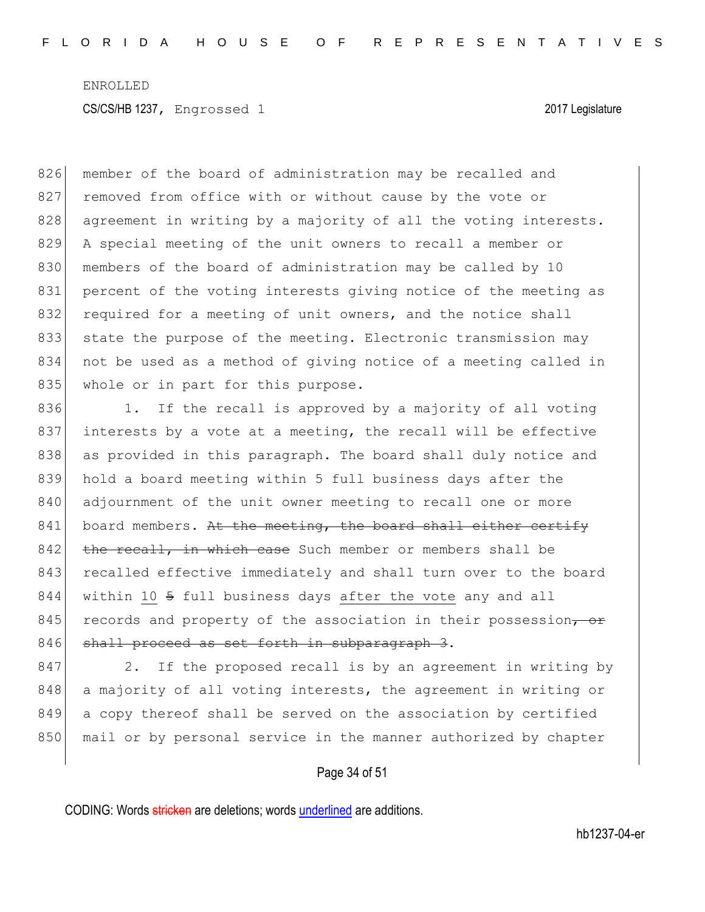member of the board of administration may be recalled and removed from office with or without cause by the vote or agreement in writing by a majority of all the voting interests. A special meeting of the unit owners to recall a member or members of the board of administration may be called by 10 percent of the voting interests giving notice of the meeting as required for a meeting of unit owners, and the notice shall state the purpose of the meeting. Electronic transmission may not be used as a method of giving notice of a meeting called in whole or in part for this purpose.

1. If the recall is approved by a majority of all voting interests by a vote at a meeting, the recall will be effective as provided in this paragraph. The board shall duly notice and hold a board meeting within 5 full business days after the adjournment of the unit owner meeting to recall one or more board members. ~~At the meeting, the board shall either certify the recall, in which case~~ Such member or members shall be recalled effective immediately and shall turn over to the board within 10 ~~5~~ full business days after the vote any and all records and property of the association in their possession~~, or shall proceed as set forth in subparagraph 3~~.

2. If the proposed recall is by an agreement in writing by a majority of all voting interests, the agreement in writing or a copy thereof shall be served on the association by certified mail or by personal service in the manner authorized by chapter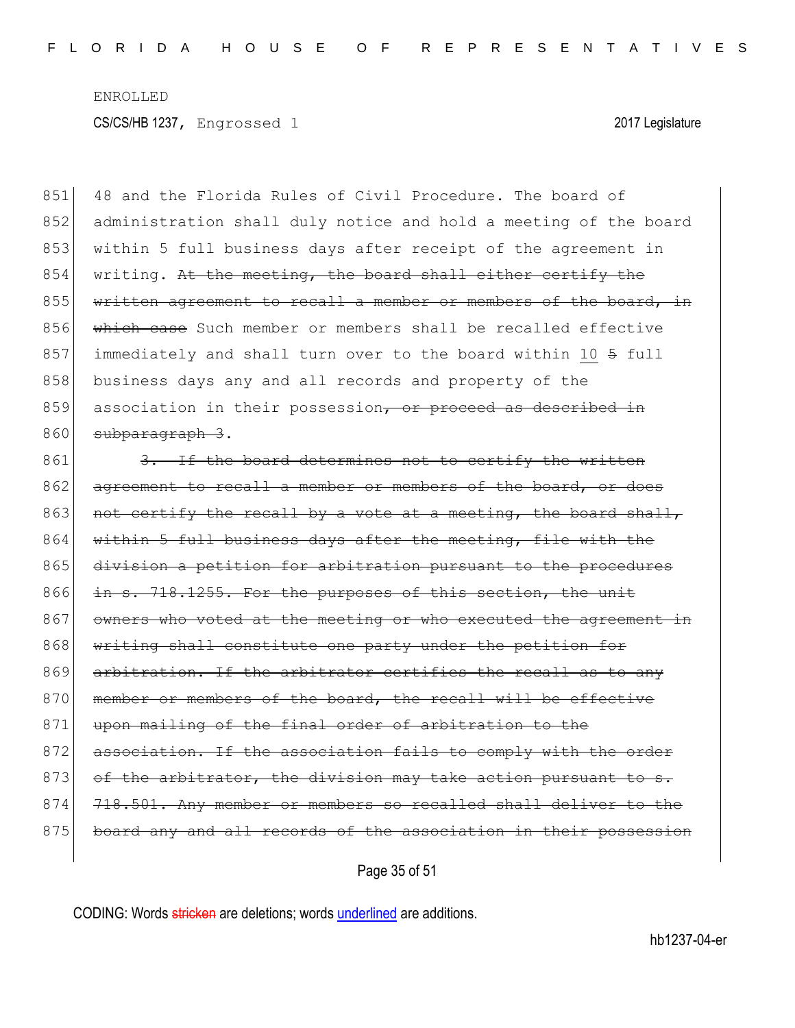ENROLLED

CS/CS/HB 1237, Engrossed 1 2017 Legislature

851 48 and the Florida Rules of Civil Procedure. The board of
852 administration shall duly notice and hold a meeting of the board
853 within 5 full business days after receipt of the agreement in
854 writing. ~~At the meeting, the board shall either certify the~~
855 ~~written agreement to recall a member or members of the board, in~~
856 ~~which case~~ Such member or members shall be recalled effective
857 immediately and shall turn over to the board within <u>10</u> ~~5~~ full
858 business days any and all records and property of the
859 association in their possession~~, or proceed as described in~~
860 ~~subparagraph 3~~.

861 ~~3. If the board determines not to certify the written~~
862 ~~agreement to recall a member or members of the board, or does~~
863 ~~not certify the recall by a vote at a meeting, the board shall,~~
864 ~~within 5 full business days after the meeting, file with the~~
865 ~~division a petition for arbitration pursuant to the procedures~~
866 ~~in s. 718.1255. For the purposes of this section, the unit~~
867 ~~owners who voted at the meeting or who executed the agreement in~~
868 ~~writing shall constitute one party under the petition for~~
869 ~~arbitration. If the arbitrator certifies the recall as to any~~
870 ~~member or members of the board, the recall will be effective~~
871 ~~upon mailing of the final order of arbitration to the~~
872 ~~association. If the association fails to comply with the order~~
873 ~~of the arbitrator, the division may take action pursuant to s.~~
874 ~~718.501. Any member or members so recalled shall deliver to the~~
875 ~~board any and all records of the association in their possession~~

CODING: Words ~~stricken~~ are deletions; words <u>underlined</u> are additions.

hb1237-04-er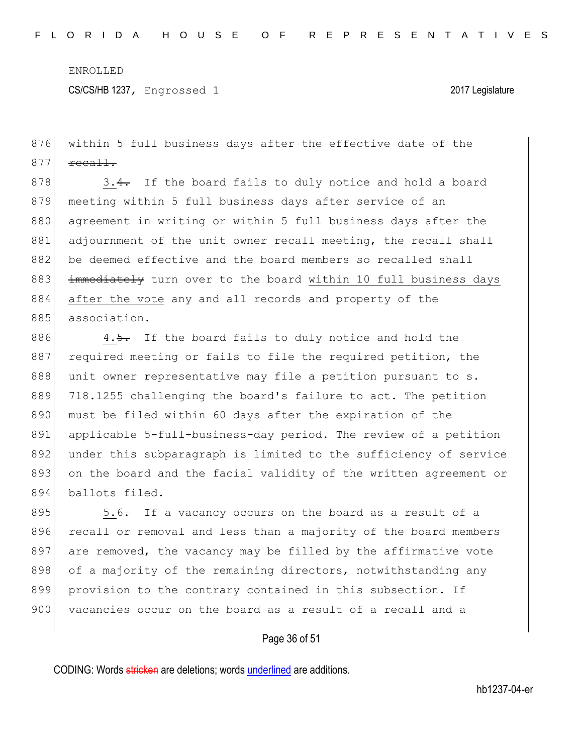within 5 full business days after the effective date of the recall.

3.4. If the board fails to duly notice and hold a board meeting within 5 full business days after service of an agreement in writing or within 5 full business days after the adjournment of the unit owner recall meeting, the recall shall be deemed effective and the board members so recalled shall immediately turn over to the board within 10 full business days after the vote any and all records and property of the association.

4.5. If the board fails to duly notice and hold the required meeting or fails to file the required petition, the unit owner representative may file a petition pursuant to s. 718.1255 challenging the board's failure to act. The petition must be filed within 60 days after the expiration of the applicable 5-full-business-day period. The review of a petition under this subparagraph is limited to the sufficiency of service on the board and the facial validity of the written agreement or ballots filed.

5.6. If a vacancy occurs on the board as a result of a recall or removal and less than a majority of the board members are removed, the vacancy may be filled by the affirmative vote of a majority of the remaining directors, notwithstanding any provision to the contrary contained in this subsection. If vacancies occur on the board as a result of a recall and a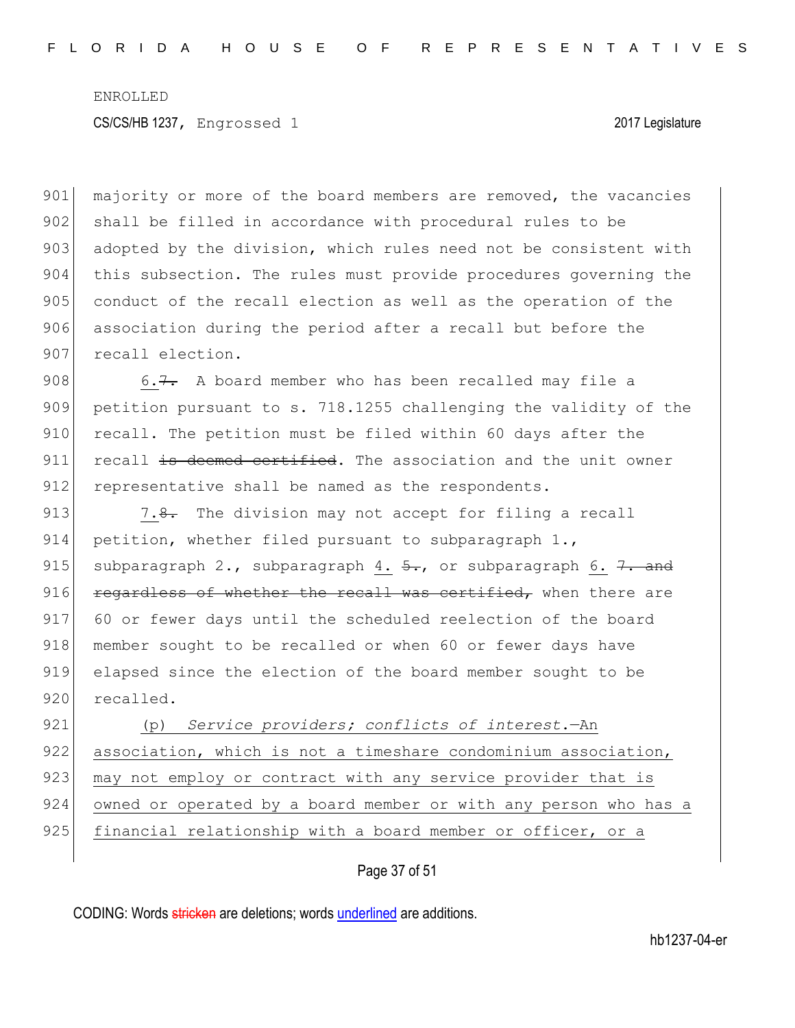ENROLLED

CS/CS/HB 1237, Engrossed 1 2017 Legislature

901 majority or more of the board members are removed, the vacancies
902 shall be filled in accordance with procedural rules to be
903 adopted by the division, which rules need not be consistent with
904 this subsection. The rules must provide procedures governing the
905 conduct of the recall election as well as the operation of the
906 association during the period after a recall but before the
907 recall election.

908 6. ~~7.~~ A board member who has been recalled may file a
909 petition pursuant to s. 718.1255 challenging the validity of the
910 recall. The petition must be filed within 60 days after the
911 recall ~~is deemed certified~~. The association and the unit owner
912 representative shall be named as the respondents.

913 7. ~~8.~~ The division may not accept for filing a recall
914 petition, whether filed pursuant to subparagraph 1.,
915 subparagraph 2., subparagraph 4. ~~5.~~, or subparagraph 6. ~~7. and~~
916 ~~regardless of whether the recall was certified,~~ when there are
917 60 or fewer days until the scheduled reelection of the board
918 member sought to be recalled or when 60 or fewer days have
919 elapsed since the election of the board member sought to be
920 recalled.

921 (p) *Service providers; conflicts of interest.*—An
922 association, which is not a timeshare condominium association,
923 may not employ or contract with any service provider that is
924 owned or operated by a board member or with any person who has a
925 financial relationship with a board member or officer, or a

CODING: Words ~~stricken~~ are deletions; words underlined are additions.

hb1237-04-er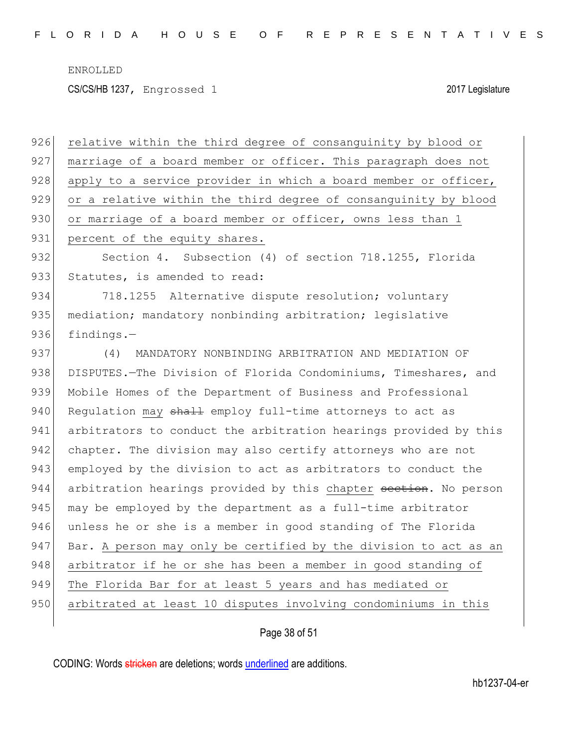relative within the third degree of consanguinity by blood or marriage of a board member or officer. This paragraph does not apply to a service provider in which a board member or officer, or a relative within the third degree of consanguinity by blood or marriage of a board member or officer, owns less than 1 percent of the equity shares.

Section 4. Subsection (4) of section 718.1255, Florida Statutes, is amended to read:

718.1255 Alternative dispute resolution; voluntary mediation; mandatory nonbinding arbitration; legislative findings.—

(4) MANDATORY NONBINDING ARBITRATION AND MEDIATION OF DISPUTES.—The Division of Florida Condominiums, Timeshares, and Mobile Homes of the Department of Business and Professional Regulation may ~~shall~~ employ full-time attorneys to act as arbitrators to conduct the arbitration hearings provided by this chapter. The division may also certify attorneys who are not employed by the division to act as arbitrators to conduct the arbitration hearings provided by this chapter ~~section~~. No person may be employed by the department as a full-time arbitrator unless he or she is a member in good standing of The Florida Bar. A person may only be certified by the division to act as an arbitrator if he or she has been a member in good standing of The Florida Bar for at least 5 years and has mediated or arbitrated at least 10 disputes involving condominiums in this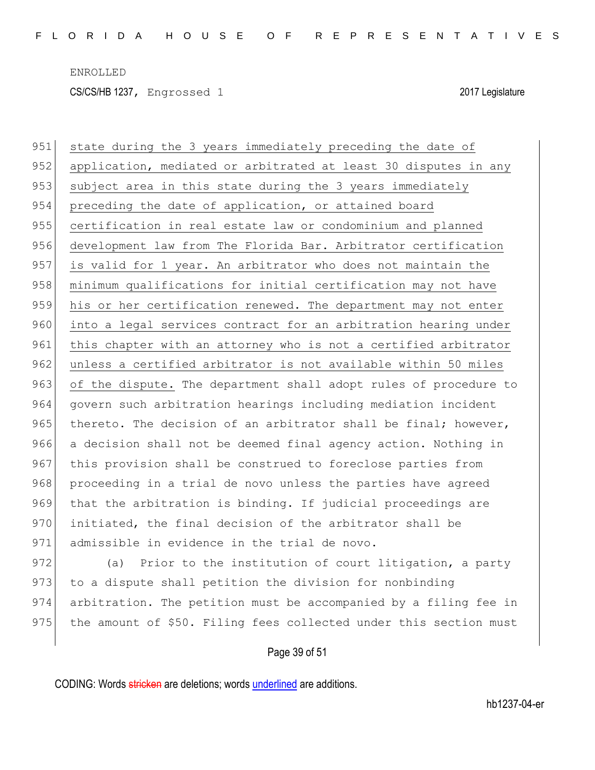state during the 3 years immediately preceding the date of application, mediated or arbitrated at least 30 disputes in any subject area in this state during the 3 years immediately preceding the date of application, or attained board certification in real estate law or condominium and planned development law from The Florida Bar. Arbitrator certification is valid for 1 year. An arbitrator who does not maintain the minimum qualifications for initial certification may not have his or her certification renewed. The department may not enter into a legal services contract for an arbitration hearing under this chapter with an attorney who is not a certified arbitrator unless a certified arbitrator is not available within 50 miles of the dispute. The department shall adopt rules of procedure to govern such arbitration hearings including mediation incident thereto. The decision of an arbitrator shall be final; however, a decision shall not be deemed final agency action. Nothing in this provision shall be construed to foreclose parties from proceeding in a trial de novo unless the parties have agreed that the arbitration is binding. If judicial proceedings are initiated, the final decision of the arbitrator shall be admissible in evidence in the trial de novo.

(a) Prior to the institution of court litigation, a party to a dispute shall petition the division for nonbinding arbitration. The petition must be accompanied by a filing fee in the amount of $50. Filing fees collected under this section must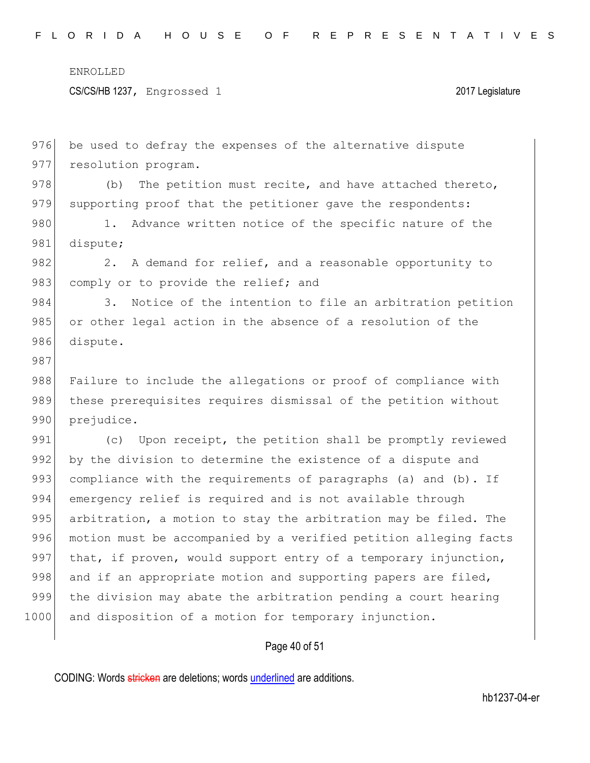be used to defray the expenses of the alternative dispute resolution program.

(b) The petition must recite, and have attached thereto, supporting proof that the petitioner gave the respondents:

1. Advance written notice of the specific nature of the dispute;

2. A demand for relief, and a reasonable opportunity to comply or to provide the relief; and

3. Notice of the intention to file an arbitration petition or other legal action in the absence of a resolution of the dispute.

Failure to include the allegations or proof of compliance with these prerequisites requires dismissal of the petition without prejudice.

(c) Upon receipt, the petition shall be promptly reviewed by the division to determine the existence of a dispute and compliance with the requirements of paragraphs (a) and (b). If emergency relief is required and is not available through arbitration, a motion to stay the arbitration may be filed. The motion must be accompanied by a verified petition alleging facts that, if proven, would support entry of a temporary injunction, and if an appropriate motion and supporting papers are filed, the division may abate the arbitration pending a court hearing and disposition of a motion for temporary injunction.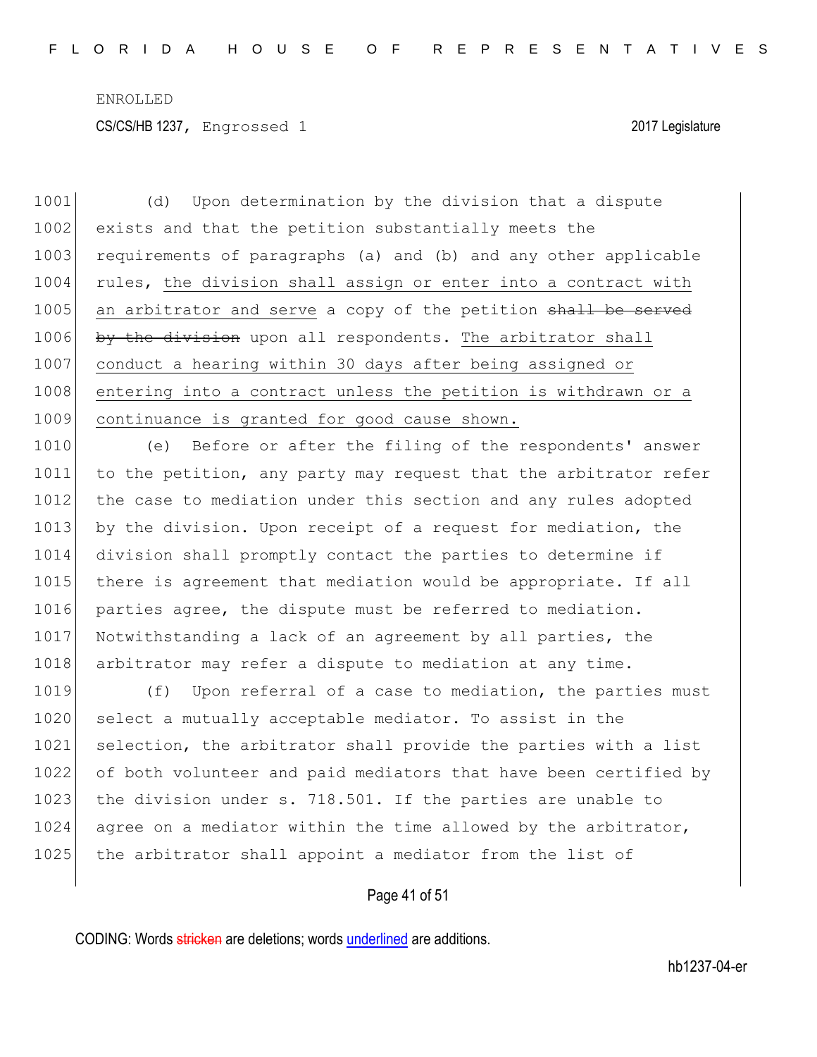(d) Upon determination by the division that a dispute exists and that the petition substantially meets the requirements of paragraphs (a) and (b) and any other applicable rules, <u>the division shall assign or enter into a contract with an arbitrator and serve</u> a copy of the petition ~~shall be served by the division~~ upon all respondents. <u>The arbitrator shall conduct a hearing within 30 days after being assigned or entering into a contract unless the petition is withdrawn or a continuance is granted for good cause shown.</u>

(e) Before or after the filing of the respondents' answer to the petition, any party may request that the arbitrator refer the case to mediation under this section and any rules adopted by the division. Upon receipt of a request for mediation, the division shall promptly contact the parties to determine if there is agreement that mediation would be appropriate. If all parties agree, the dispute must be referred to mediation. Notwithstanding a lack of an agreement by all parties, the arbitrator may refer a dispute to mediation at any time.

(f) Upon referral of a case to mediation, the parties must select a mutually acceptable mediator. To assist in the selection, the arbitrator shall provide the parties with a list of both volunteer and paid mediators that have been certified by the division under s. 718.501. If the parties are unable to agree on a mediator within the time allowed by the arbitrator, the arbitrator shall appoint a mediator from the list of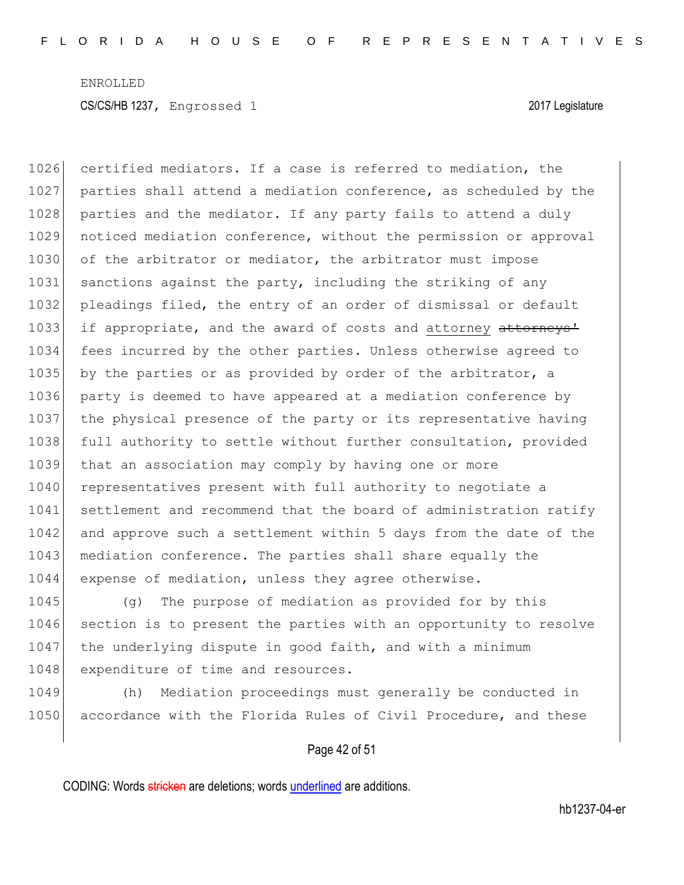certified mediators. If a case is referred to mediation, the parties shall attend a mediation conference, as scheduled by the parties and the mediator. If any party fails to attend a duly noticed mediation conference, without the permission or approval of the arbitrator or mediator, the arbitrator must impose sanctions against the party, including the striking of any pleadings filed, the entry of an order of dismissal or default if appropriate, and the award of costs and <u>attorney</u> ~~attorneys'~~ fees incurred by the other parties. Unless otherwise agreed to by the parties or as provided by order of the arbitrator, a party is deemed to have appeared at a mediation conference by the physical presence of the party or its representative having full authority to settle without further consultation, provided that an association may comply by having one or more representatives present with full authority to negotiate a settlement and recommend that the board of administration ratify and approve such a settlement within 5 days from the date of the mediation conference. The parties shall share equally the expense of mediation, unless they agree otherwise.

(g) The purpose of mediation as provided for by this section is to present the parties with an opportunity to resolve the underlying dispute in good faith, and with a minimum expenditure of time and resources.

(h) Mediation proceedings must generally be conducted in accordance with the Florida Rules of Civil Procedure, and these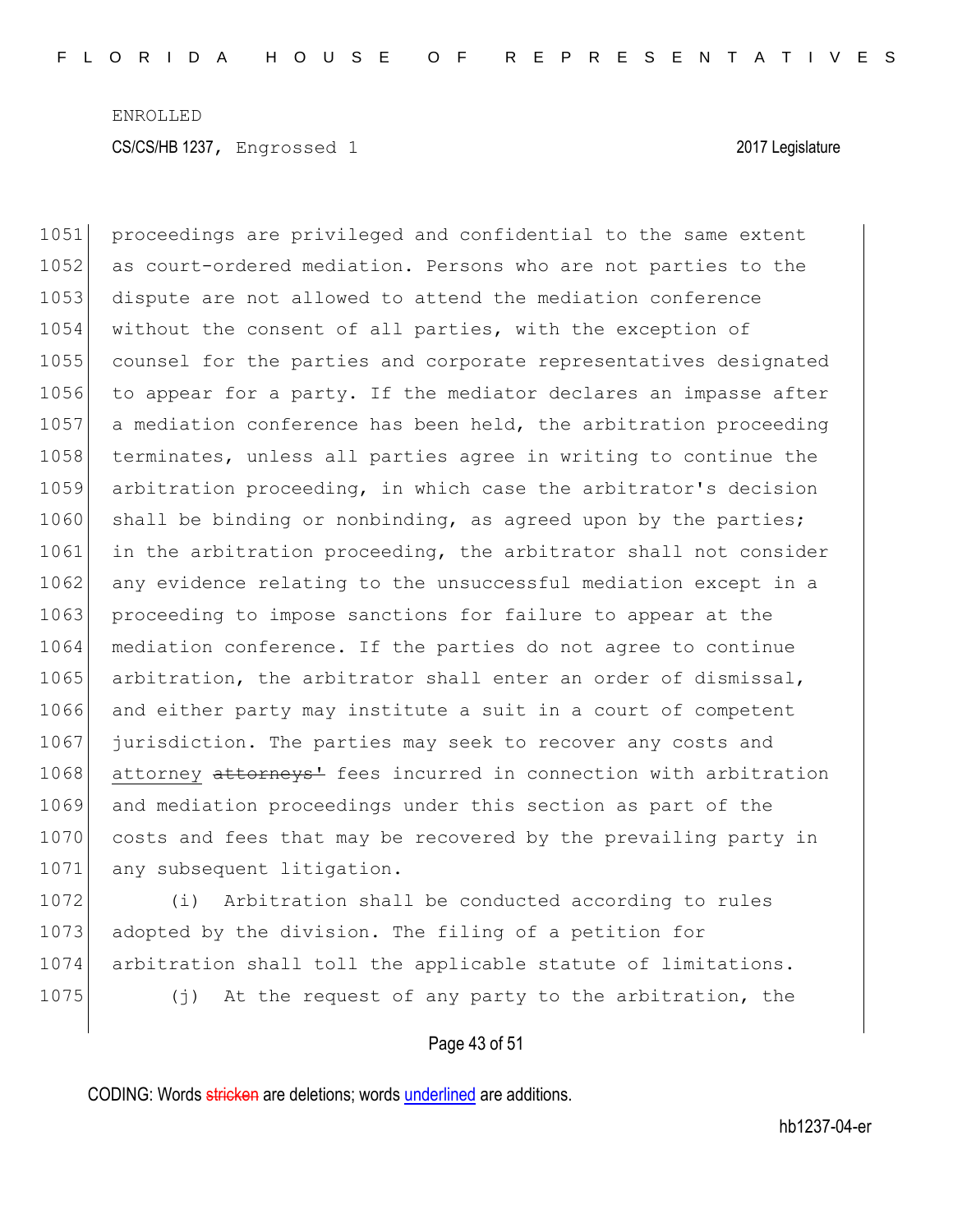proceedings are privileged and confidential to the same extent as court-ordered mediation. Persons who are not parties to the dispute are not allowed to attend the mediation conference without the consent of all parties, with the exception of counsel for the parties and corporate representatives designated to appear for a party. If the mediator declares an impasse after a mediation conference has been held, the arbitration proceeding terminates, unless all parties agree in writing to continue the arbitration proceeding, in which case the arbitrator's decision shall be binding or nonbinding, as agreed upon by the parties; in the arbitration proceeding, the arbitrator shall not consider any evidence relating to the unsuccessful mediation except in a proceeding to impose sanctions for failure to appear at the mediation conference. If the parties do not agree to continue arbitration, the arbitrator shall enter an order of dismissal, and either party may institute a suit in a court of competent jurisdiction. The parties may seek to recover any costs and attorney ~~attorneys'~~ fees incurred in connection with arbitration and mediation proceedings under this section as part of the costs and fees that may be recovered by the prevailing party in any subsequent litigation.

(i) Arbitration shall be conducted according to rules adopted by the division. The filing of a petition for arbitration shall toll the applicable statute of limitations.

(j) At the request of any party to the arbitration, the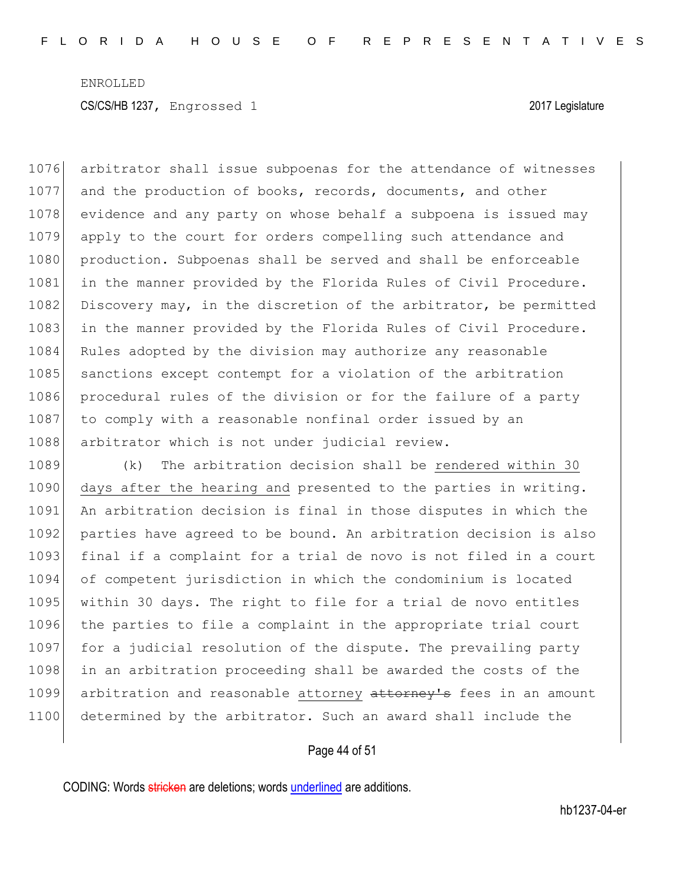arbitrator shall issue subpoenas for the attendance of witnesses and the production of books, records, documents, and other evidence and any party on whose behalf a subpoena is issued may apply to the court for orders compelling such attendance and production. Subpoenas shall be served and shall be enforceable in the manner provided by the Florida Rules of Civil Procedure. Discovery may, in the discretion of the arbitrator, be permitted in the manner provided by the Florida Rules of Civil Procedure. Rules adopted by the division may authorize any reasonable sanctions except contempt for a violation of the arbitration procedural rules of the division or for the failure of a party to comply with a reasonable nonfinal order issued by an arbitrator which is not under judicial review.

(k) The arbitration decision shall be rendered within 30 days after the hearing and presented to the parties in writing. An arbitration decision is final in those disputes in which the parties have agreed to be bound. An arbitration decision is also final if a complaint for a trial de novo is not filed in a court of competent jurisdiction in which the condominium is located within 30 days. The right to file for a trial de novo entitles the parties to file a complaint in the appropriate trial court for a judicial resolution of the dispute. The prevailing party in an arbitration proceeding shall be awarded the costs of the arbitration and reasonable attorney ~~attorney's~~ fees in an amount determined by the arbitrator. Such an award shall include the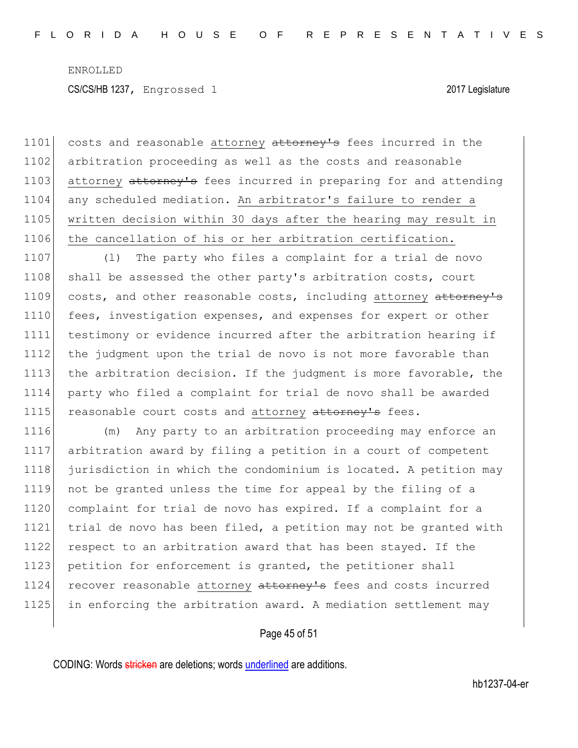costs and reasonable attorney ~~attorney's~~ fees incurred in the arbitration proceeding as well as the costs and reasonable attorney ~~attorney's~~ fees incurred in preparing for and attending any scheduled mediation. <u>An arbitrator's failure to render a written decision within 30 days after the hearing may result in the cancellation of his or her arbitration certification.</u>

(l) The party who files a complaint for a trial de novo shall be assessed the other party's arbitration costs, court costs, and other reasonable costs, including attorney ~~attorney's~~ fees, investigation expenses, and expenses for expert or other testimony or evidence incurred after the arbitration hearing if the judgment upon the trial de novo is not more favorable than the arbitration decision. If the judgment is more favorable, the party who filed a complaint for trial de novo shall be awarded reasonable court costs and attorney ~~attorney's~~ fees.

(m) Any party to an arbitration proceeding may enforce an arbitration award by filing a petition in a court of competent jurisdiction in which the condominium is located. A petition may not be granted unless the time for appeal by the filing of a complaint for trial de novo has expired. If a complaint for a trial de novo has been filed, a petition may not be granted with respect to an arbitration award that has been stayed. If the petition for enforcement is granted, the petitioner shall recover reasonable attorney ~~attorney's~~ fees and costs incurred in enforcing the arbitration award. A mediation settlement may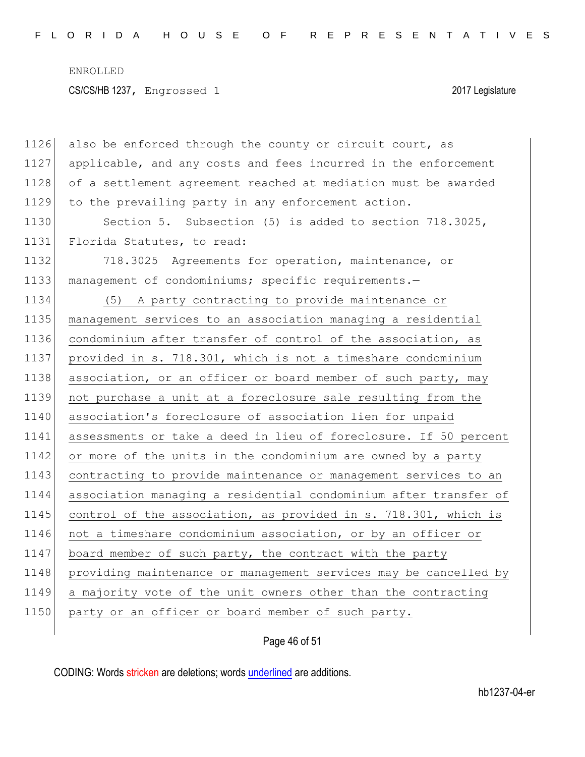also be enforced through the county or circuit court, as applicable, and any costs and fees incurred in the enforcement of a settlement agreement reached at mediation must be awarded to the prevailing party in any enforcement action.

Section 5. Subsection (5) is added to section 718.3025, Florida Statutes, to read:

718.3025 Agreements for operation, maintenance, or management of condominiums; specific requirements.—

(5) A party contracting to provide maintenance or management services to an association managing a residential condominium after transfer of control of the association, as provided in s. 718.301, which is not a timeshare condominium association, or an officer or board member of such party, may not purchase a unit at a foreclosure sale resulting from the association's foreclosure of association lien for unpaid assessments or take a deed in lieu of foreclosure. If 50 percent or more of the units in the condominium are owned by a party contracting to provide maintenance or management services to an association managing a residential condominium after transfer of control of the association, as provided in s. 718.301, which is not a timeshare condominium association, or by an officer or board member of such party, the contract with the party providing maintenance or management services may be cancelled by a majority vote of the unit owners other than the contracting party or an officer or board member of such party.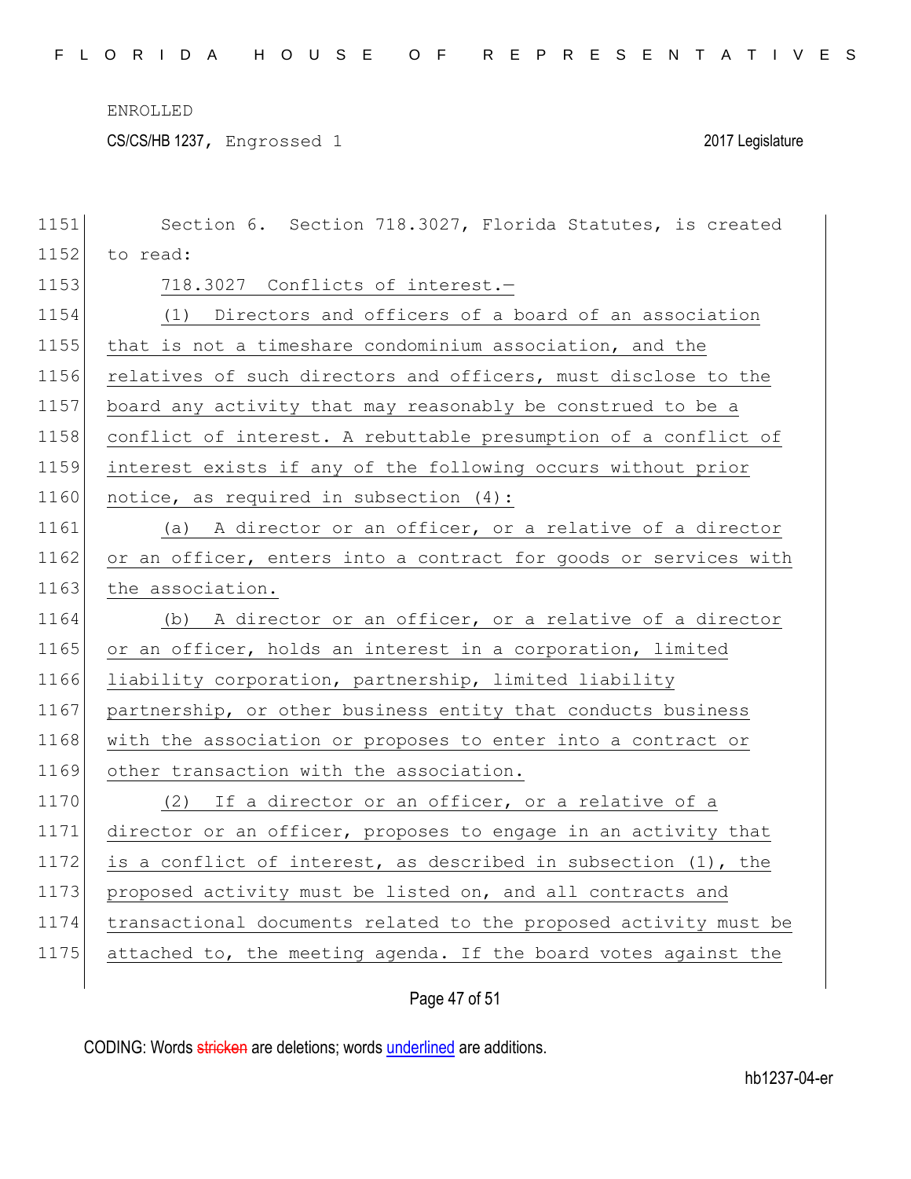Section 6. Section 718.3027, Florida Statutes, is created to read:

718.3027 Conflicts of interest.—

(1) Directors and officers of a board of an association that is not a timeshare condominium association, and the relatives of such directors and officers, must disclose to the board any activity that may reasonably be construed to be a conflict of interest. A rebuttable presumption of a conflict of interest exists if any of the following occurs without prior notice, as required in subsection (4):

(a) A director or an officer, or a relative of a director or an officer, enters into a contract for goods or services with the association.

(b) A director or an officer, or a relative of a director or an officer, holds an interest in a corporation, limited liability corporation, partnership, limited liability partnership, or other business entity that conducts business with the association or proposes to enter into a contract or other transaction with the association.

(2) If a director or an officer, or a relative of a director or an officer, proposes to engage in an activity that is a conflict of interest, as described in subsection (1), the proposed activity must be listed on, and all contracts and transactional documents related to the proposed activity must be attached to, the meeting agenda. If the board votes against the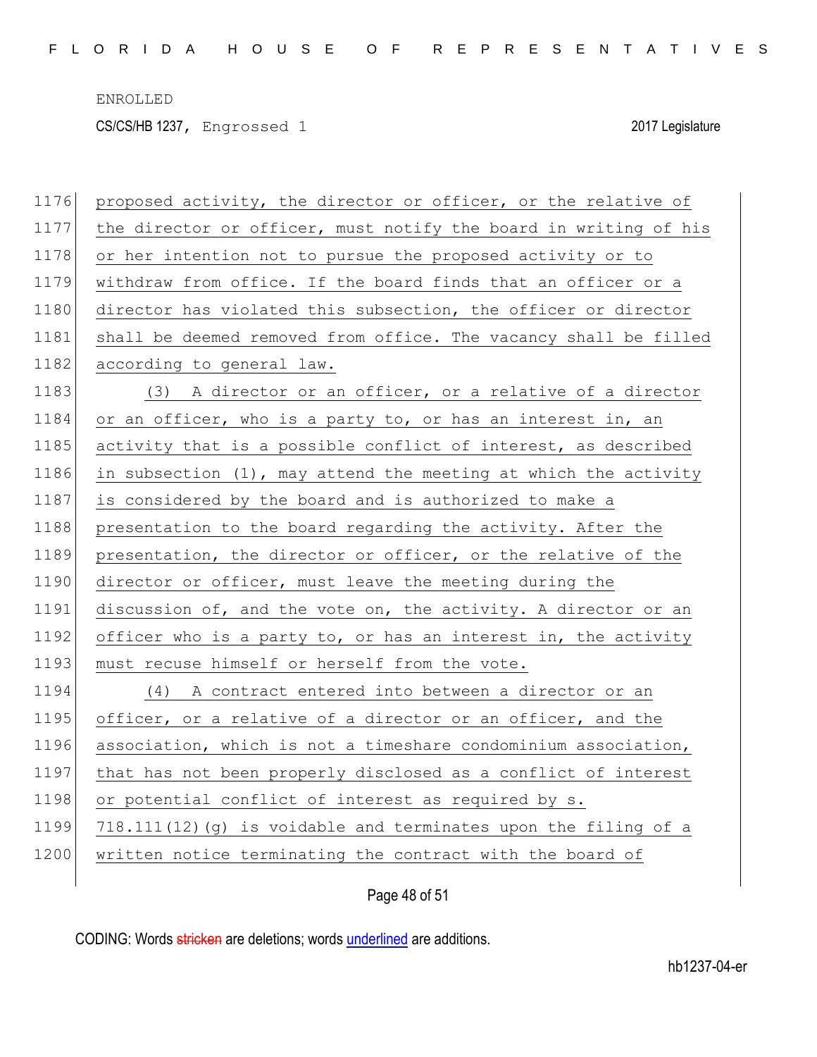proposed activity, the director or officer, or the relative of the director or officer, must notify the board in writing of his or her intention not to pursue the proposed activity or to withdraw from office. If the board finds that an officer or a director has violated this subsection, the officer or director shall be deemed removed from office. The vacancy shall be filled according to general law.

(3) A director or an officer, or a relative of a director or an officer, who is a party to, or has an interest in, an activity that is a possible conflict of interest, as described in subsection (1), may attend the meeting at which the activity is considered by the board and is authorized to make a presentation to the board regarding the activity. After the presentation, the director or officer, or the relative of the director or officer, must leave the meeting during the discussion of, and the vote on, the activity. A director or an officer who is a party to, or has an interest in, the activity must recuse himself or herself from the vote.

(4) A contract entered into between a director or an officer, or a relative of a director or an officer, and the association, which is not a timeshare condominium association, that has not been properly disclosed as a conflict of interest or potential conflict of interest as required by s. 718.111(12)(g) is voidable and terminates upon the filing of a written notice terminating the contract with the board of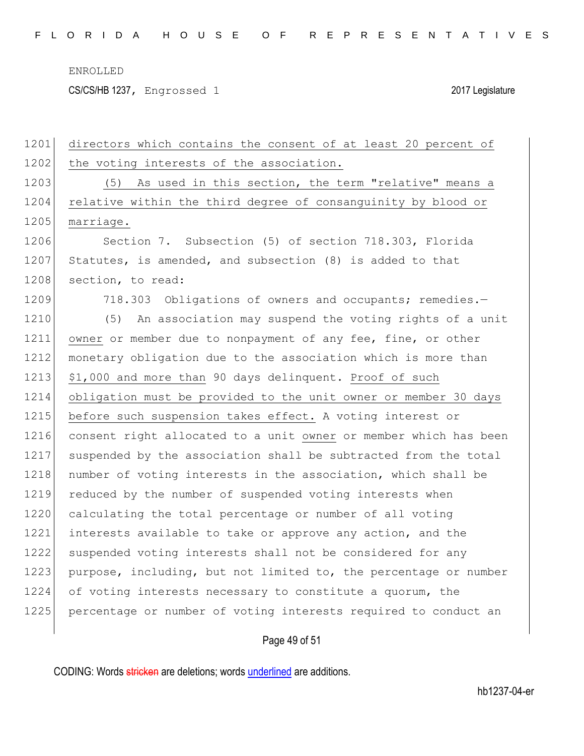directors which contains the consent of at least 20 percent of the voting interests of the association.

(5) As used in this section, the term "relative" means a relative within the third degree of consanguinity by blood or marriage.

Section 7. Subsection (5) of section 718.303, Florida Statutes, is amended, and subsection (8) is added to that section, to read:

718.303 Obligations of owners and occupants; remedies.—

(5) An association may suspend the voting rights of a unit owner or member due to nonpayment of any fee, fine, or other monetary obligation due to the association which is more than $1,000 and more than 90 days delinquent. Proof of such obligation must be provided to the unit owner or member 30 days before such suspension takes effect. A voting interest or consent right allocated to a unit owner or member which has been suspended by the association shall be subtracted from the total number of voting interests in the association, which shall be reduced by the number of suspended voting interests when calculating the total percentage or number of all voting interests available to take or approve any action, and the suspended voting interests shall not be considered for any purpose, including, but not limited to, the percentage or number of voting interests necessary to constitute a quorum, the percentage or number of voting interests required to conduct an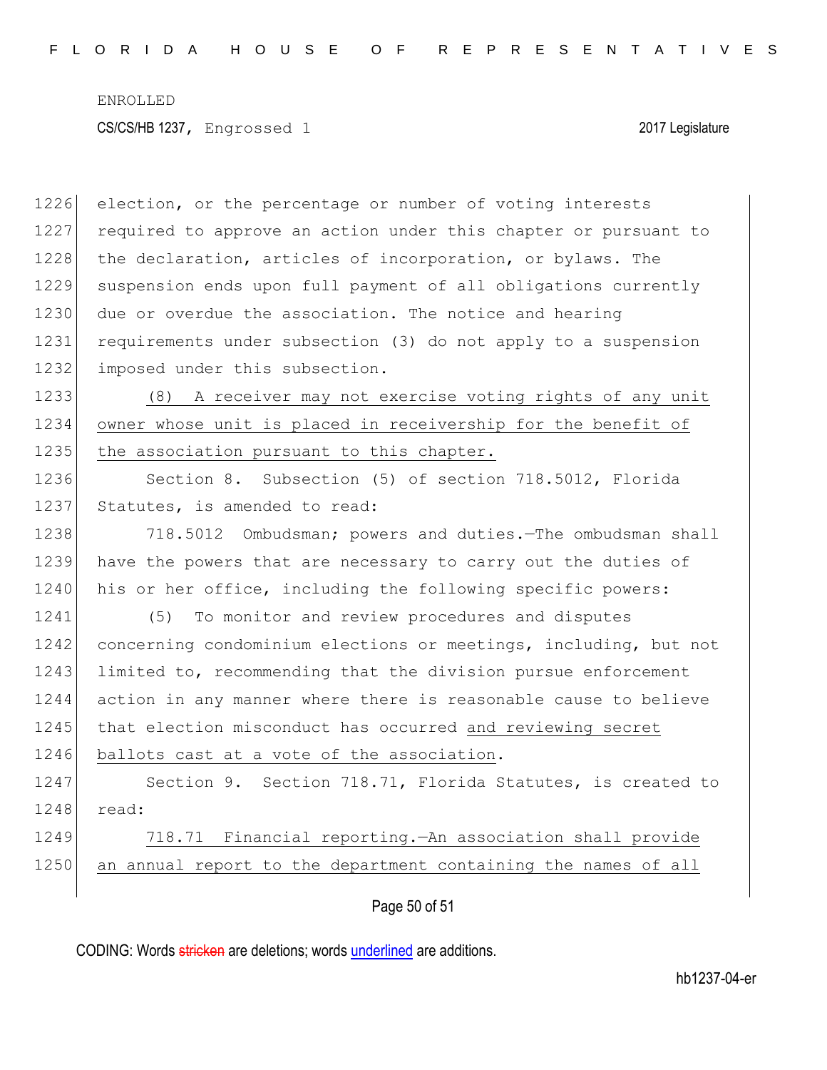election, or the percentage or number of voting interests required to approve an action under this chapter or pursuant to the declaration, articles of incorporation, or bylaws. The suspension ends upon full payment of all obligations currently due or overdue the association. The notice and hearing requirements under subsection (3) do not apply to a suspension imposed under this subsection.

<u>(8) A receiver may not exercise voting rights of any unit owner whose unit is placed in receivership for the benefit of the association pursuant to this chapter.</u>

Section 8. Subsection (5) of section 718.5012, Florida Statutes, is amended to read:

718.5012 Ombudsman; powers and duties.—The ombudsman shall have the powers that are necessary to carry out the duties of his or her office, including the following specific powers:

(5) To monitor and review procedures and disputes concerning condominium elections or meetings, including, but not limited to, recommending that the division pursue enforcement action in any manner where there is reasonable cause to believe that election misconduct has occurred <u>and reviewing secret ballots cast at a vote of the association</u>.

Section 9. Section 718.71, Florida Statutes, is created to read:

<u>718.71 Financial reporting.—An association shall provide an annual report to the department containing the names of all</u>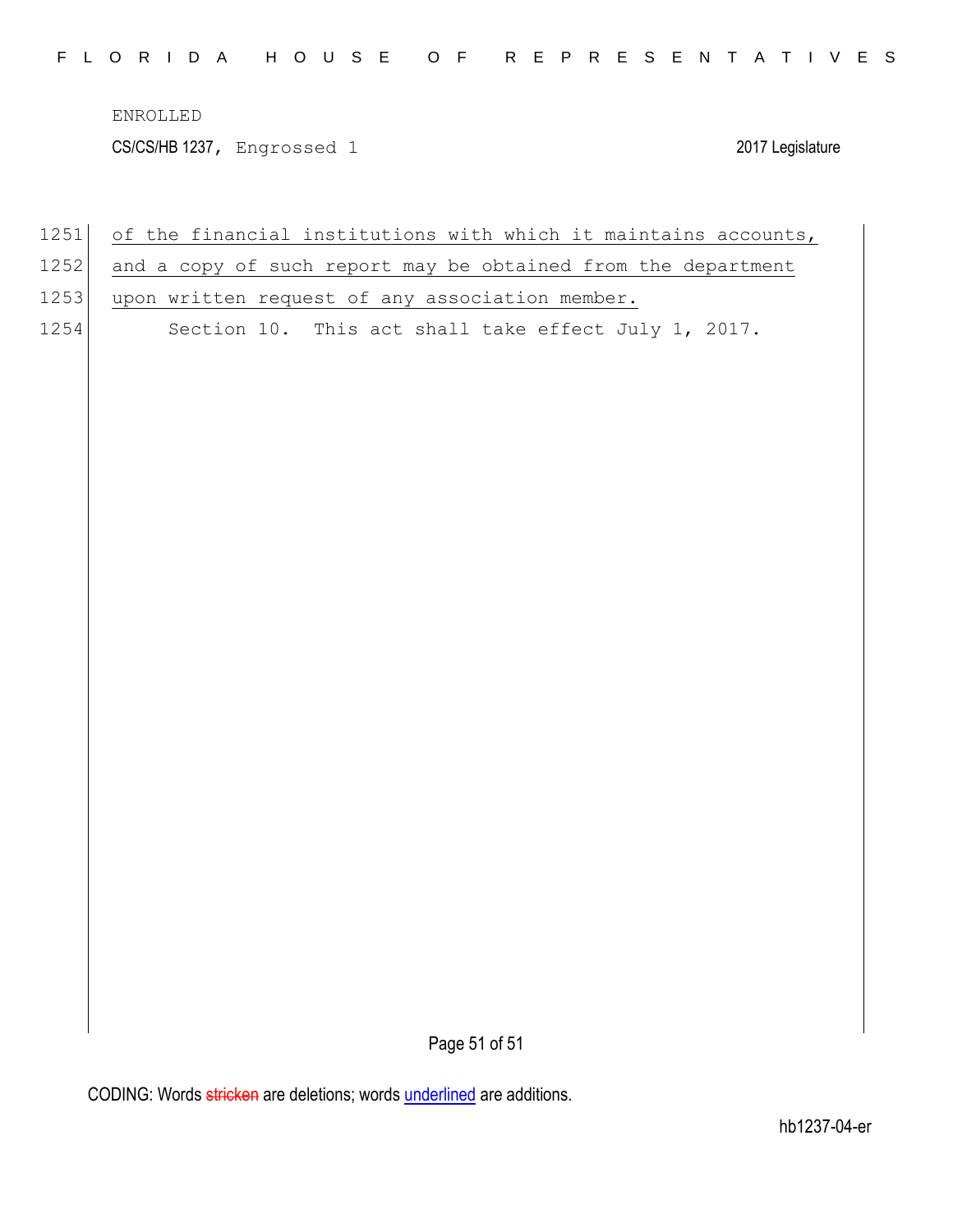ENROLLED

CS/CS/HB 1237, Engrossed 1 2017 Legislature

1251 of the financial institutions with which it maintains accounts,
1252 and a copy of such report may be obtained from the department
1253 upon written request of any association member.
1254 Section 10. This act shall take effect July 1, 2017.

CODING: Words stricken are deletions; words underlined are additions.

hb1237-04-er